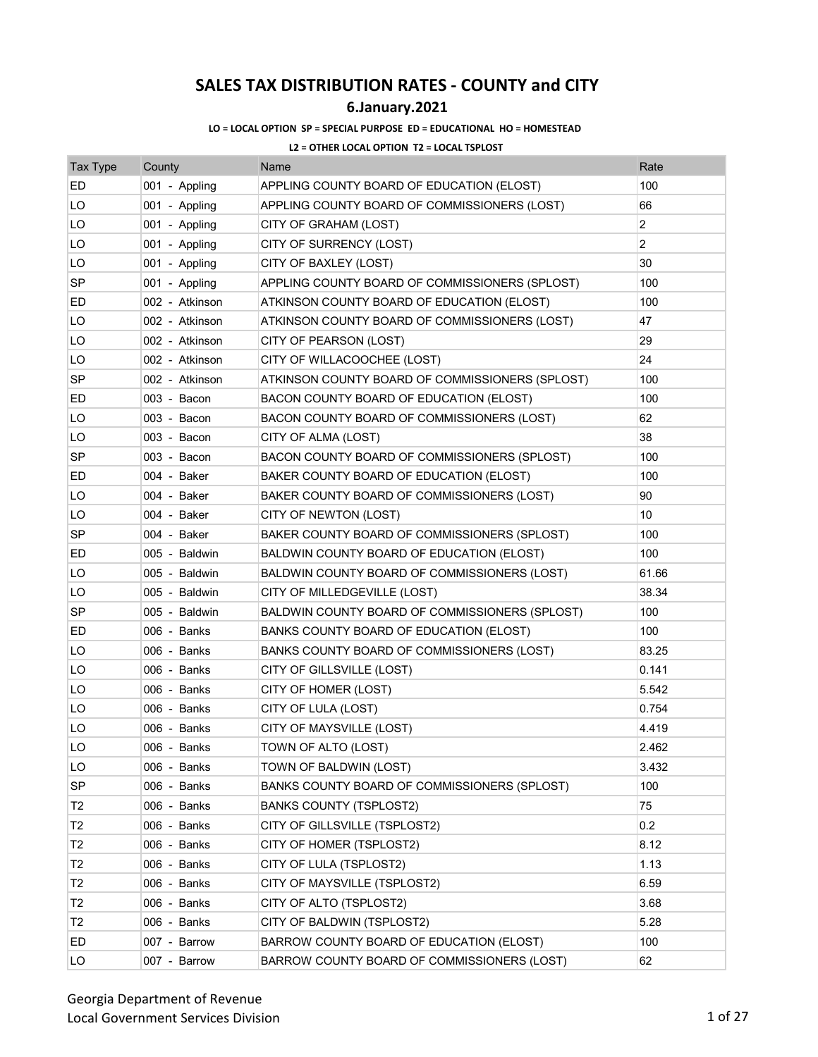# SALES TAX DISTRIBUTION RATES - COUNTY and CITY

## 6.January.2021

**LO = LOCAL OPTION SP = SPECIAL PURPOSE ED = EDUCATIONAL HO = HOMESTEAD**

**L2 = OTHER LOCAL OPTION T2 = LOCAL TSPLOST**

| Tax Type | County | Name | Rate |
|---|---|---|---|
| ED | 001 - Appling | APPLING COUNTY BOARD OF EDUCATION (ELOST) | 100 |
| LO | 001 - Appling | APPLING COUNTY BOARD OF COMMISSIONERS (LOST) | 66 |
| LO | 001 - Appling | CITY OF GRAHAM (LOST) | 2 |
| LO | 001 - Appling | CITY OF SURRENCY (LOST) | 2 |
| LO | 001 - Appling | CITY OF BAXLEY (LOST) | 30 |
| SP | 001 - Appling | APPLING COUNTY BOARD OF COMMISSIONERS (SPLOST) | 100 |
| ED | 002 - Atkinson | ATKINSON COUNTY BOARD OF EDUCATION (ELOST) | 100 |
| LO | 002 - Atkinson | ATKINSON COUNTY BOARD OF COMMISSIONERS (LOST) | 47 |
| LO | 002 - Atkinson | CITY OF PEARSON (LOST) | 29 |
| LO | 002 - Atkinson | CITY OF WILLACOOCHEE (LOST) | 24 |
| SP | 002 - Atkinson | ATKINSON COUNTY BOARD OF COMMISSIONERS (SPLOST) | 100 |
| ED | 003 - Bacon | BACON COUNTY BOARD OF EDUCATION (ELOST) | 100 |
| LO | 003 - Bacon | BACON COUNTY BOARD OF COMMISSIONERS (LOST) | 62 |
| LO | 003 - Bacon | CITY OF ALMA (LOST) | 38 |
| SP | 003 - Bacon | BACON COUNTY BOARD OF COMMISSIONERS (SPLOST) | 100 |
| ED | 004 - Baker | BAKER COUNTY BOARD OF EDUCATION (ELOST) | 100 |
| LO | 004 - Baker | BAKER COUNTY BOARD OF COMMISSIONERS (LOST) | 90 |
| LO | 004 - Baker | CITY OF NEWTON (LOST) | 10 |
| SP | 004 - Baker | BAKER COUNTY BOARD OF COMMISSIONERS (SPLOST) | 100 |
| ED | 005 - Baldwin | BALDWIN COUNTY BOARD OF EDUCATION (ELOST) | 100 |
| LO | 005 - Baldwin | BALDWIN COUNTY BOARD OF COMMISSIONERS (LOST) | 61.66 |
| LO | 005 - Baldwin | CITY OF MILLEDGEVILLE (LOST) | 38.34 |
| SP | 005 - Baldwin | BALDWIN COUNTY BOARD OF COMMISSIONERS (SPLOST) | 100 |
| ED | 006 - Banks | BANKS COUNTY BOARD OF EDUCATION (ELOST) | 100 |
| LO | 006 - Banks | BANKS COUNTY BOARD OF COMMISSIONERS (LOST) | 83.25 |
| LO | 006 - Banks | CITY OF GILLSVILLE (LOST) | 0.141 |
| LO | 006 - Banks | CITY OF HOMER (LOST) | 5.542 |
| LO | 006 - Banks | CITY OF LULA (LOST) | 0.754 |
| LO | 006 - Banks | CITY OF MAYSVILLE (LOST) | 4.419 |
| LO | 006 - Banks | TOWN OF ALTO (LOST) | 2.462 |
| LO | 006 - Banks | TOWN OF BALDWIN (LOST) | 3.432 |
| SP | 006 - Banks | BANKS COUNTY BOARD OF COMMISSIONERS (SPLOST) | 100 |
| T2 | 006 - Banks | BANKS COUNTY (TSPLOST2) | 75 |
| T2 | 006 - Banks | CITY OF GILLSVILLE (TSPLOST2) | 0.2 |
| T2 | 006 - Banks | CITY OF HOMER (TSPLOST2) | 8.12 |
| T2 | 006 - Banks | CITY OF LULA (TSPLOST2) | 1.13 |
| T2 | 006 - Banks | CITY OF MAYSVILLE (TSPLOST2) | 6.59 |
| T2 | 006 - Banks | CITY OF ALTO (TSPLOST2) | 3.68 |
| T2 | 006 - Banks | CITY OF BALDWIN (TSPLOST2) | 5.28 |
| ED | 007 - Barrow | BARROW COUNTY BOARD OF EDUCATION (ELOST) | 100 |
| LO | 007 - Barrow | BARROW COUNTY BOARD OF COMMISSIONERS (LOST) | 62 |

Georgia Department of Revenue
Local Government Services Division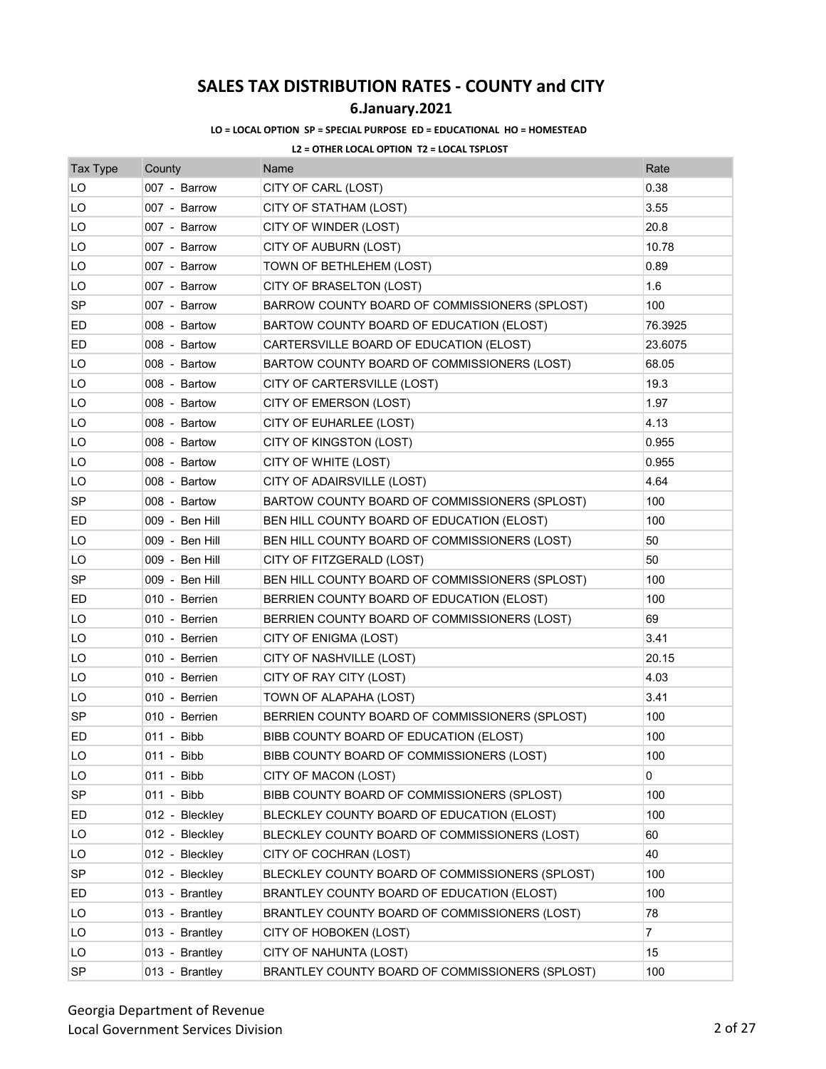# SALES TAX DISTRIBUTION RATES - COUNTY and CITY

## 6.January.2021

**LO = LOCAL OPTION SP = SPECIAL PURPOSE ED = EDUCATIONAL HO = HOMESTEAD**

**L2 = OTHER LOCAL OPTION T2 = LOCAL TSPLOST**

| Tax Type | County | Name | Rate |
|---|---|---|---|
| LO | 007 - Barrow | CITY OF CARL (LOST) | 0.38 |
| LO | 007 - Barrow | CITY OF STATHAM (LOST) | 3.55 |
| LO | 007 - Barrow | CITY OF WINDER (LOST) | 20.8 |
| LO | 007 - Barrow | CITY OF AUBURN (LOST) | 10.78 |
| LO | 007 - Barrow | TOWN OF BETHLEHEM (LOST) | 0.89 |
| LO | 007 - Barrow | CITY OF BRASELTON (LOST) | 1.6 |
| SP | 007 - Barrow | BARROW COUNTY BOARD OF COMMISSIONERS (SPLOST) | 100 |
| ED | 008 - Bartow | BARTOW COUNTY BOARD OF EDUCATION (ELOST) | 76.3925 |
| ED | 008 - Bartow | CARTERSVILLE BOARD OF EDUCATION (ELOST) | 23.6075 |
| LO | 008 - Bartow | BARTOW COUNTY BOARD OF COMMISSIONERS (LOST) | 68.05 |
| LO | 008 - Bartow | CITY OF CARTERSVILLE (LOST) | 19.3 |
| LO | 008 - Bartow | CITY OF EMERSON (LOST) | 1.97 |
| LO | 008 - Bartow | CITY OF EUHARLEE (LOST) | 4.13 |
| LO | 008 - Bartow | CITY OF KINGSTON (LOST) | 0.955 |
| LO | 008 - Bartow | CITY OF WHITE (LOST) | 0.955 |
| LO | 008 - Bartow | CITY OF ADAIRSVILLE (LOST) | 4.64 |
| SP | 008 - Bartow | BARTOW COUNTY BOARD OF COMMISSIONERS (SPLOST) | 100 |
| ED | 009 - Ben Hill | BEN HILL COUNTY BOARD OF EDUCATION (ELOST) | 100 |
| LO | 009 - Ben Hill | BEN HILL COUNTY BOARD OF COMMISSIONERS (LOST) | 50 |
| LO | 009 - Ben Hill | CITY OF FITZGERALD (LOST) | 50 |
| SP | 009 - Ben Hill | BEN HILL COUNTY BOARD OF COMMISSIONERS (SPLOST) | 100 |
| ED | 010 - Berrien | BERRIEN COUNTY BOARD OF EDUCATION (ELOST) | 100 |
| LO | 010 - Berrien | BERRIEN COUNTY BOARD OF COMMISSIONERS (LOST) | 69 |
| LO | 010 - Berrien | CITY OF ENIGMA (LOST) | 3.41 |
| LO | 010 - Berrien | CITY OF NASHVILLE (LOST) | 20.15 |
| LO | 010 - Berrien | CITY OF RAY CITY (LOST) | 4.03 |
| LO | 010 - Berrien | TOWN OF ALAPAHA (LOST) | 3.41 |
| SP | 010 - Berrien | BERRIEN COUNTY BOARD OF COMMISSIONERS (SPLOST) | 100 |
| ED | 011 - Bibb | BIBB COUNTY BOARD OF EDUCATION (ELOST) | 100 |
| LO | 011 - Bibb | BIBB COUNTY BOARD OF COMMISSIONERS (LOST) | 100 |
| LO | 011 - Bibb | CITY OF MACON (LOST) | 0 |
| SP | 011 - Bibb | BIBB COUNTY BOARD OF COMMISSIONERS (SPLOST) | 100 |
| ED | 012 - Bleckley | BLECKLEY COUNTY BOARD OF EDUCATION (ELOST) | 100 |
| LO | 012 - Bleckley | BLECKLEY COUNTY BOARD OF COMMISSIONERS (LOST) | 60 |
| LO | 012 - Bleckley | CITY OF COCHRAN (LOST) | 40 |
| SP | 012 - Bleckley | BLECKLEY COUNTY BOARD OF COMMISSIONERS (SPLOST) | 100 |
| ED | 013 - Brantley | BRANTLEY COUNTY BOARD OF EDUCATION (ELOST) | 100 |
| LO | 013 - Brantley | BRANTLEY COUNTY BOARD OF COMMISSIONERS (LOST) | 78 |
| LO | 013 - Brantley | CITY OF HOBOKEN (LOST) | 7 |
| LO | 013 - Brantley | CITY OF NAHUNTA (LOST) | 15 |
| SP | 013 - Brantley | BRANTLEY COUNTY BOARD OF COMMISSIONERS (SPLOST) | 100 |

Georgia Department of Revenue
Local Government Services Division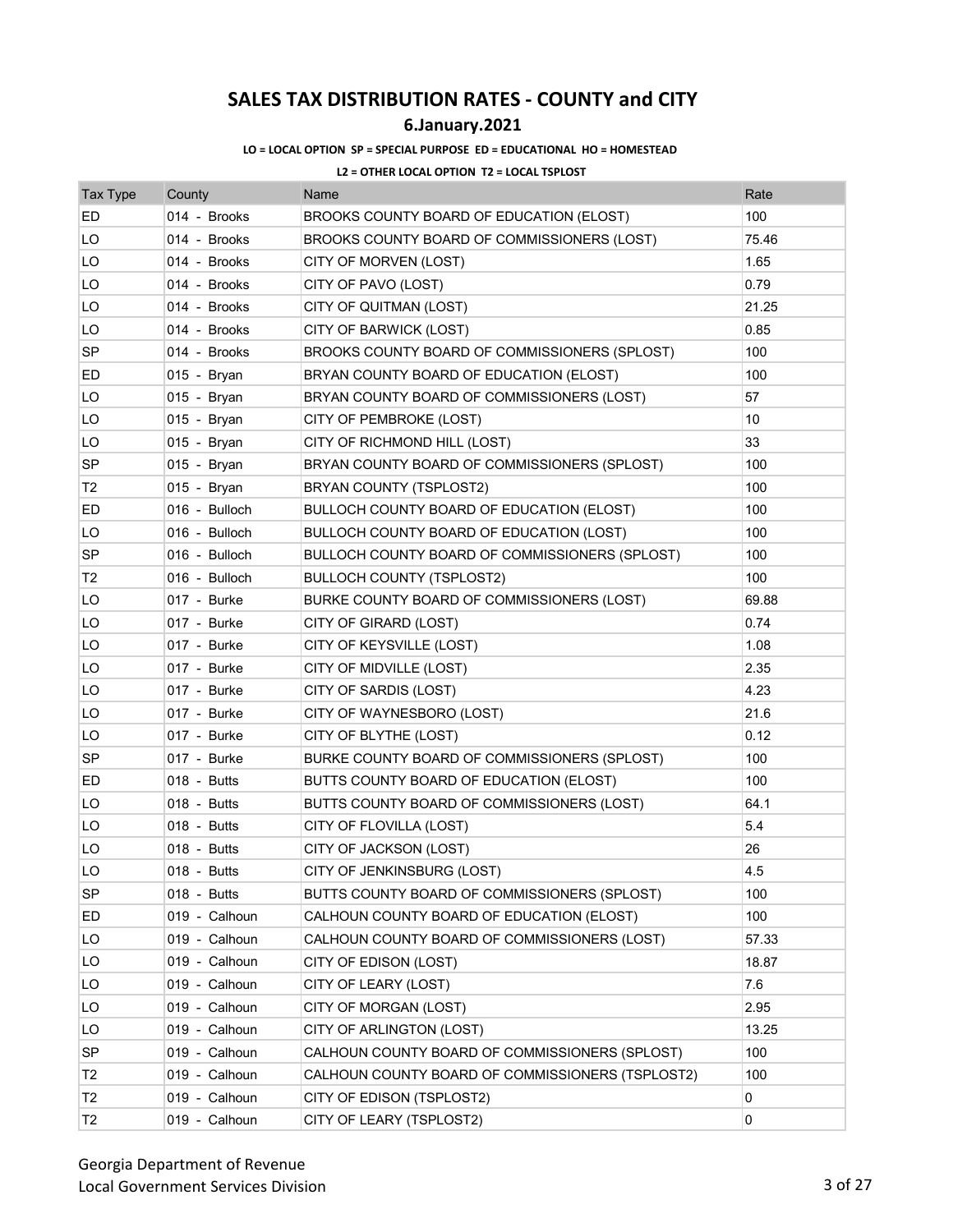# SALES TAX DISTRIBUTION RATES - COUNTY and CITY

## 6.January.2021

**LO = LOCAL OPTION SP = SPECIAL PURPOSE ED = EDUCATIONAL HO = HOMESTEAD**

**L2 = OTHER LOCAL OPTION T2 = LOCAL TSPLOST**

| Tax Type | County | Name | Rate |
|---|---|---|---|
| ED | 014 - Brooks | BROOKS COUNTY BOARD OF EDUCATION (ELOST) | 100 |
| LO | 014 - Brooks | BROOKS COUNTY BOARD OF COMMISSIONERS (LOST) | 75.46 |
| LO | 014 - Brooks | CITY OF MORVEN (LOST) | 1.65 |
| LO | 014 - Brooks | CITY OF PAVO (LOST) | 0.79 |
| LO | 014 - Brooks | CITY OF QUITMAN (LOST) | 21.25 |
| LO | 014 - Brooks | CITY OF BARWICK (LOST) | 0.85 |
| SP | 014 - Brooks | BROOKS COUNTY BOARD OF COMMISSIONERS (SPLOST) | 100 |
| ED | 015 - Bryan | BRYAN COUNTY BOARD OF EDUCATION (ELOST) | 100 |
| LO | 015 - Bryan | BRYAN COUNTY BOARD OF COMMISSIONERS (LOST) | 57 |
| LO | 015 - Bryan | CITY OF PEMBROKE (LOST) | 10 |
| LO | 015 - Bryan | CITY OF RICHMOND HILL (LOST) | 33 |
| SP | 015 - Bryan | BRYAN COUNTY BOARD OF COMMISSIONERS (SPLOST) | 100 |
| T2 | 015 - Bryan | BRYAN COUNTY (TSPLOST2) | 100 |
| ED | 016 - Bulloch | BULLOCH COUNTY BOARD OF EDUCATION (ELOST) | 100 |
| LO | 016 - Bulloch | BULLOCH COUNTY BOARD OF EDUCATION (LOST) | 100 |
| SP | 016 - Bulloch | BULLOCH COUNTY BOARD OF COMMISSIONERS (SPLOST) | 100 |
| T2 | 016 - Bulloch | BULLOCH COUNTY (TSPLOST2) | 100 |
| LO | 017 - Burke | BURKE COUNTY BOARD OF COMMISSIONERS (LOST) | 69.88 |
| LO | 017 - Burke | CITY OF GIRARD (LOST) | 0.74 |
| LO | 017 - Burke | CITY OF KEYSVILLE (LOST) | 1.08 |
| LO | 017 - Burke | CITY OF MIDVILLE (LOST) | 2.35 |
| LO | 017 - Burke | CITY OF SARDIS (LOST) | 4.23 |
| LO | 017 - Burke | CITY OF WAYNESBORO (LOST) | 21.6 |
| LO | 017 - Burke | CITY OF BLYTHE (LOST) | 0.12 |
| SP | 017 - Burke | BURKE COUNTY BOARD OF COMMISSIONERS (SPLOST) | 100 |
| ED | 018 - Butts | BUTTS COUNTY BOARD OF EDUCATION (ELOST) | 100 |
| LO | 018 - Butts | BUTTS COUNTY BOARD OF COMMISSIONERS (LOST) | 64.1 |
| LO | 018 - Butts | CITY OF FLOVILLA (LOST) | 5.4 |
| LO | 018 - Butts | CITY OF JACKSON (LOST) | 26 |
| LO | 018 - Butts | CITY OF JENKINSBURG (LOST) | 4.5 |
| SP | 018 - Butts | BUTTS COUNTY BOARD OF COMMISSIONERS (SPLOST) | 100 |
| ED | 019 - Calhoun | CALHOUN COUNTY BOARD OF EDUCATION (ELOST) | 100 |
| LO | 019 - Calhoun | CALHOUN COUNTY BOARD OF COMMISSIONERS (LOST) | 57.33 |
| LO | 019 - Calhoun | CITY OF EDISON (LOST) | 18.87 |
| LO | 019 - Calhoun | CITY OF LEARY (LOST) | 7.6 |
| LO | 019 - Calhoun | CITY OF MORGAN (LOST) | 2.95 |
| LO | 019 - Calhoun | CITY OF ARLINGTON (LOST) | 13.25 |
| SP | 019 - Calhoun | CALHOUN COUNTY BOARD OF COMMISSIONERS (SPLOST) | 100 |
| T2 | 019 - Calhoun | CALHOUN COUNTY BOARD OF COMMISSIONERS (TSPLOST2) | 100 |
| T2 | 019 - Calhoun | CITY OF EDISON (TSPLOST2) | 0 |
| T2 | 019 - Calhoun | CITY OF LEARY (TSPLOST2) | 0 |

Georgia Department of Revenue
Local Government Services Division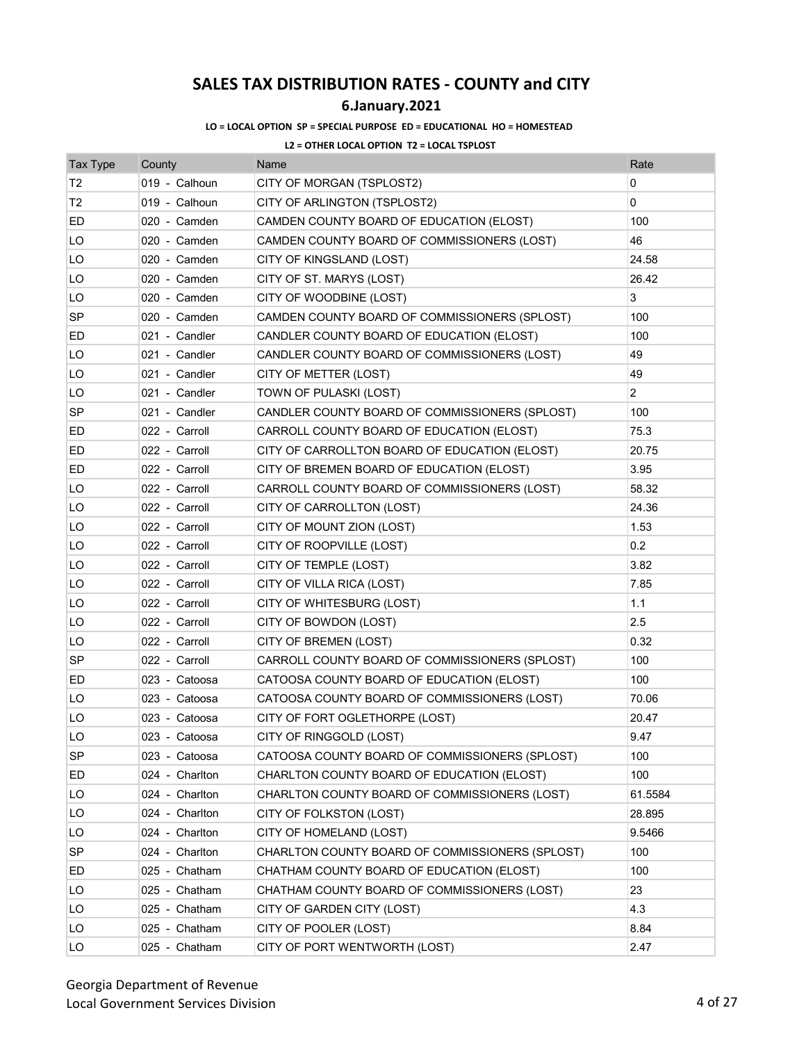# SALES TAX DISTRIBUTION RATES - COUNTY and CITY

## 6.January.2021

**LO = LOCAL OPTION SP = SPECIAL PURPOSE ED = EDUCATIONAL HO = HOMESTEAD**

**L2 = OTHER LOCAL OPTION T2 = LOCAL TSPLOST**

| Tax Type | County | Name | Rate |
|---|---|---|---|
| T2 | 019 - Calhoun | CITY OF MORGAN (TSPLOST2) | 0 |
| T2 | 019 - Calhoun | CITY OF ARLINGTON (TSPLOST2) | 0 |
| ED | 020 - Camden | CAMDEN COUNTY BOARD OF EDUCATION (ELOST) | 100 |
| LO | 020 - Camden | CAMDEN COUNTY BOARD OF COMMISSIONERS (LOST) | 46 |
| LO | 020 - Camden | CITY OF KINGSLAND (LOST) | 24.58 |
| LO | 020 - Camden | CITY OF ST. MARYS (LOST) | 26.42 |
| LO | 020 - Camden | CITY OF WOODBINE (LOST) | 3 |
| SP | 020 - Camden | CAMDEN COUNTY BOARD OF COMMISSIONERS (SPLOST) | 100 |
| ED | 021 - Candler | CANDLER COUNTY BOARD OF EDUCATION (ELOST) | 100 |
| LO | 021 - Candler | CANDLER COUNTY BOARD OF COMMISSIONERS (LOST) | 49 |
| LO | 021 - Candler | CITY OF METTER (LOST) | 49 |
| LO | 021 - Candler | TOWN OF PULASKI (LOST) | 2 |
| SP | 021 - Candler | CANDLER COUNTY BOARD OF COMMISSIONERS (SPLOST) | 100 |
| ED | 022 - Carroll | CARROLL COUNTY BOARD OF EDUCATION (ELOST) | 75.3 |
| ED | 022 - Carroll | CITY OF CARROLLTON BOARD OF EDUCATION (ELOST) | 20.75 |
| ED | 022 - Carroll | CITY OF BREMEN BOARD OF EDUCATION (ELOST) | 3.95 |
| LO | 022 - Carroll | CARROLL COUNTY BOARD OF COMMISSIONERS (LOST) | 58.32 |
| LO | 022 - Carroll | CITY OF CARROLLTON (LOST) | 24.36 |
| LO | 022 - Carroll | CITY OF MOUNT ZION (LOST) | 1.53 |
| LO | 022 - Carroll | CITY OF ROOPVILLE (LOST) | 0.2 |
| LO | 022 - Carroll | CITY OF TEMPLE (LOST) | 3.82 |
| LO | 022 - Carroll | CITY OF VILLA RICA (LOST) | 7.85 |
| LO | 022 - Carroll | CITY OF WHITESBURG (LOST) | 1.1 |
| LO | 022 - Carroll | CITY OF BOWDON (LOST) | 2.5 |
| LO | 022 - Carroll | CITY OF BREMEN (LOST) | 0.32 |
| SP | 022 - Carroll | CARROLL COUNTY BOARD OF COMMISSIONERS (SPLOST) | 100 |
| ED | 023 - Catoosa | CATOOSA COUNTY BOARD OF EDUCATION (ELOST) | 100 |
| LO | 023 - Catoosa | CATOOSA COUNTY BOARD OF COMMISSIONERS (LOST) | 70.06 |
| LO | 023 - Catoosa | CITY OF FORT OGLETHORPE (LOST) | 20.47 |
| LO | 023 - Catoosa | CITY OF RINGGOLD (LOST) | 9.47 |
| SP | 023 - Catoosa | CATOOSA COUNTY BOARD OF COMMISSIONERS (SPLOST) | 100 |
| ED | 024 - Charlton | CHARLTON COUNTY BOARD OF EDUCATION (ELOST) | 100 |
| LO | 024 - Charlton | CHARLTON COUNTY BOARD OF COMMISSIONERS (LOST) | 61.5584 |
| LO | 024 - Charlton | CITY OF FOLKSTON (LOST) | 28.895 |
| LO | 024 - Charlton | CITY OF HOMELAND (LOST) | 9.5466 |
| SP | 024 - Charlton | CHARLTON COUNTY BOARD OF COMMISSIONERS (SPLOST) | 100 |
| ED | 025 - Chatham | CHATHAM COUNTY BOARD OF EDUCATION (ELOST) | 100 |
| LO | 025 - Chatham | CHATHAM COUNTY BOARD OF COMMISSIONERS (LOST) | 23 |
| LO | 025 - Chatham | CITY OF GARDEN CITY (LOST) | 4.3 |
| LO | 025 - Chatham | CITY OF POOLER (LOST) | 8.84 |
| LO | 025 - Chatham | CITY OF PORT WENTWORTH (LOST) | 2.47 |

Georgia Department of Revenue
Local Government Services Division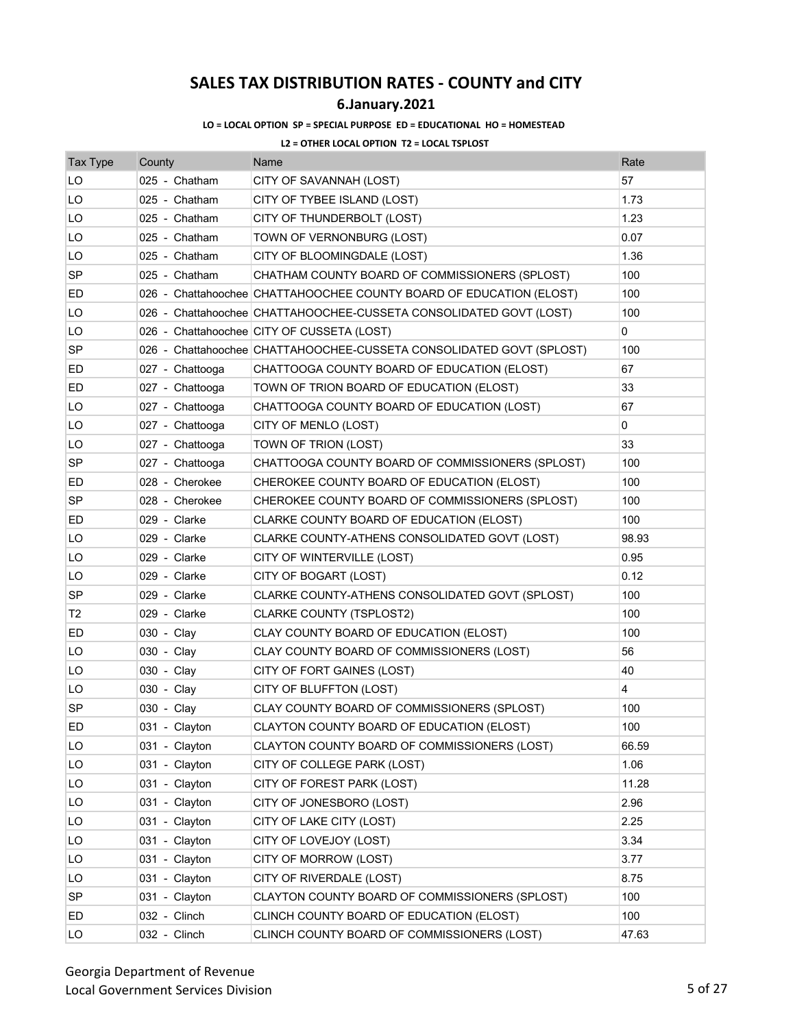# SALES TAX DISTRIBUTION RATES - COUNTY and CITY

## 6.January.2021

**LO = LOCAL OPTION SP = SPECIAL PURPOSE ED = EDUCATIONAL HO = HOMESTEAD**

**L2 = OTHER LOCAL OPTION T2 = LOCAL TSPLOST**

| Tax Type | County | Name | Rate |
|---|---|---|---|
| LO | 025 - Chatham | CITY OF SAVANNAH (LOST) | 57 |
| LO | 025 - Chatham | CITY OF TYBEE ISLAND (LOST) | 1.73 |
| LO | 025 - Chatham | CITY OF THUNDERBOLT (LOST) | 1.23 |
| LO | 025 - Chatham | TOWN OF VERNONBURG (LOST) | 0.07 |
| LO | 025 - Chatham | CITY OF BLOOMINGDALE (LOST) | 1.36 |
| SP | 025 - Chatham | CHATHAM COUNTY BOARD OF COMMISSIONERS (SPLOST) | 100 |
| ED | 026 - Chattahoochee | CHATTAHOOCHEE COUNTY BOARD OF EDUCATION (ELOST) | 100 |
| LO | 026 - Chattahoochee | CHATTAHOOCHEE-CUSSETA CONSOLIDATED GOVT (LOST) | 100 |
| LO | 026 - Chattahoochee | CITY OF CUSSETA (LOST) | 0 |
| SP | 026 - Chattahoochee | CHATTAHOOCHEE-CUSSETA CONSOLIDATED GOVT (SPLOST) | 100 |
| ED | 027 - Chattooga | CHATTOOGA COUNTY BOARD OF EDUCATION (ELOST) | 67 |
| ED | 027 - Chattooga | TOWN OF TRION BOARD OF EDUCATION (ELOST) | 33 |
| LO | 027 - Chattooga | CHATTOOGA COUNTY BOARD OF EDUCATION (LOST) | 67 |
| LO | 027 - Chattooga | CITY OF MENLO (LOST) | 0 |
| LO | 027 - Chattooga | TOWN OF TRION (LOST) | 33 |
| SP | 027 - Chattooga | CHATTOOGA COUNTY BOARD OF COMMISSIONERS (SPLOST) | 100 |
| ED | 028 - Cherokee | CHEROKEE COUNTY BOARD OF EDUCATION (ELOST) | 100 |
| SP | 028 - Cherokee | CHEROKEE COUNTY BOARD OF COMMISSIONERS (SPLOST) | 100 |
| ED | 029 - Clarke | CLARKE COUNTY BOARD OF EDUCATION (ELOST) | 100 |
| LO | 029 - Clarke | CLARKE COUNTY-ATHENS CONSOLIDATED GOVT (LOST) | 98.93 |
| LO | 029 - Clarke | CITY OF WINTERVILLE (LOST) | 0.95 |
| LO | 029 - Clarke | CITY OF BOGART (LOST) | 0.12 |
| SP | 029 - Clarke | CLARKE COUNTY-ATHENS CONSOLIDATED GOVT (SPLOST) | 100 |
| T2 | 029 - Clarke | CLARKE COUNTY (TSPLOST2) | 100 |
| ED | 030 - Clay | CLAY COUNTY BOARD OF EDUCATION (ELOST) | 100 |
| LO | 030 - Clay | CLAY COUNTY BOARD OF COMMISSIONERS (LOST) | 56 |
| LO | 030 - Clay | CITY OF FORT GAINES (LOST) | 40 |
| LO | 030 - Clay | CITY OF BLUFFTON (LOST) | 4 |
| SP | 030 - Clay | CLAY COUNTY BOARD OF COMMISSIONERS (SPLOST) | 100 |
| ED | 031 - Clayton | CLAYTON COUNTY BOARD OF EDUCATION (ELOST) | 100 |
| LO | 031 - Clayton | CLAYTON COUNTY BOARD OF COMMISSIONERS (LOST) | 66.59 |
| LO | 031 - Clayton | CITY OF COLLEGE PARK (LOST) | 1.06 |
| LO | 031 - Clayton | CITY OF FOREST PARK (LOST) | 11.28 |
| LO | 031 - Clayton | CITY OF JONESBORO (LOST) | 2.96 |
| LO | 031 - Clayton | CITY OF LAKE CITY (LOST) | 2.25 |
| LO | 031 - Clayton | CITY OF LOVEJOY (LOST) | 3.34 |
| LO | 031 - Clayton | CITY OF MORROW (LOST) | 3.77 |
| LO | 031 - Clayton | CITY OF RIVERDALE (LOST) | 8.75 |
| SP | 031 - Clayton | CLAYTON COUNTY BOARD OF COMMISSIONERS (SPLOST) | 100 |
| ED | 032 - Clinch | CLINCH COUNTY BOARD OF EDUCATION (ELOST) | 100 |
| LO | 032 - Clinch | CLINCH COUNTY BOARD OF COMMISSIONERS (LOST) | 47.63 |

Georgia Department of Revenue
Local Government Services Division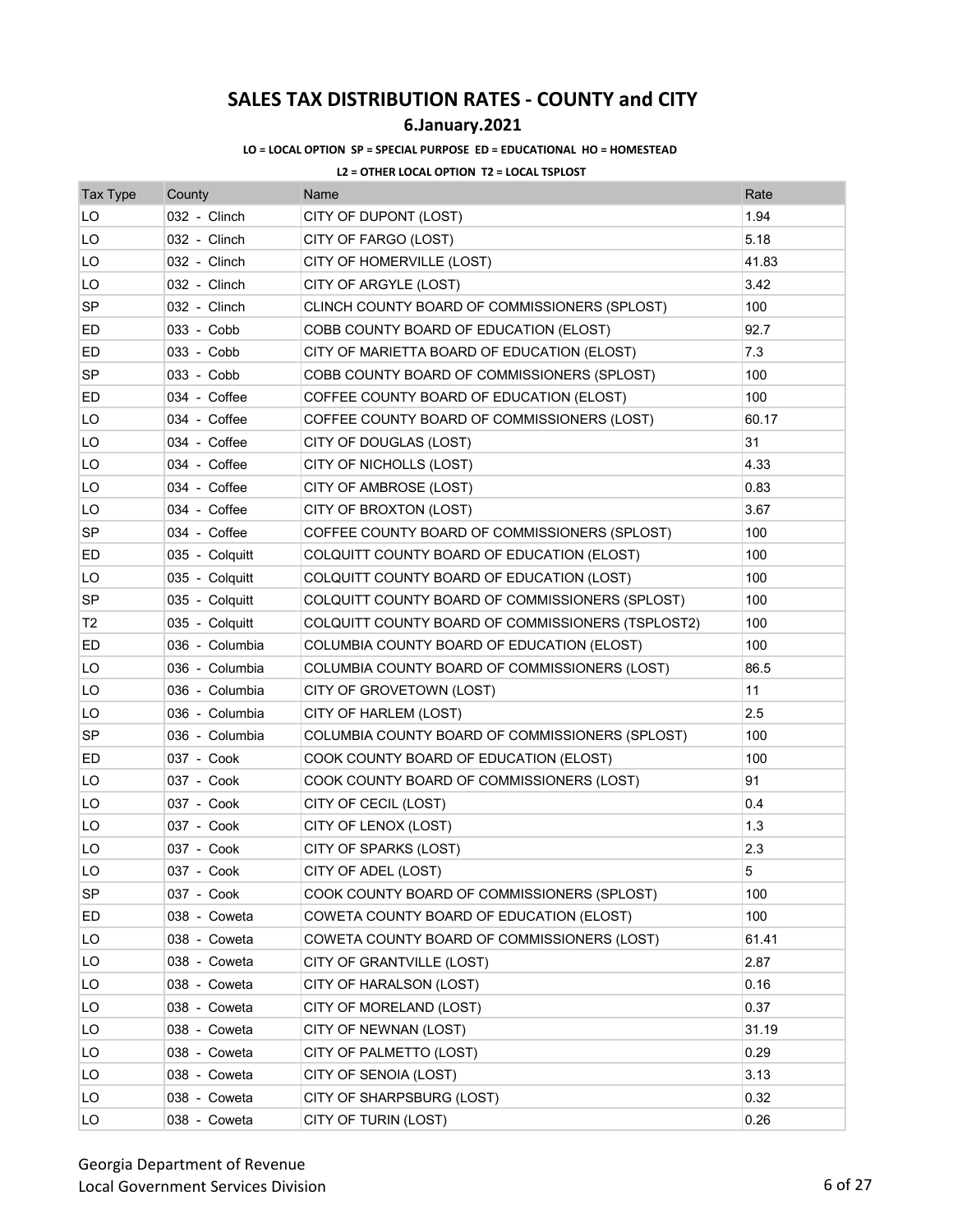# SALES TAX DISTRIBUTION RATES - COUNTY and CITY

## 6.January.2021

**LO = LOCAL OPTION SP = SPECIAL PURPOSE ED = EDUCATIONAL HO = HOMESTEAD**

**L2 = OTHER LOCAL OPTION T2 = LOCAL TSPLOST**

| Tax Type | County | Name | Rate |
|---|---|---|---|
| LO | 032 - Clinch | CITY OF DUPONT (LOST) | 1.94 |
| LO | 032 - Clinch | CITY OF FARGO (LOST) | 5.18 |
| LO | 032 - Clinch | CITY OF HOMERVILLE (LOST) | 41.83 |
| LO | 032 - Clinch | CITY OF ARGYLE (LOST) | 3.42 |
| SP | 032 - Clinch | CLINCH COUNTY BOARD OF COMMISSIONERS (SPLOST) | 100 |
| ED | 033 - Cobb | COBB COUNTY BOARD OF EDUCATION (ELOST) | 92.7 |
| ED | 033 - Cobb | CITY OF MARIETTA BOARD OF EDUCATION (ELOST) | 7.3 |
| SP | 033 - Cobb | COBB COUNTY BOARD OF COMMISSIONERS (SPLOST) | 100 |
| ED | 034 - Coffee | COFFEE COUNTY BOARD OF EDUCATION (ELOST) | 100 |
| LO | 034 - Coffee | COFFEE COUNTY BOARD OF COMMISSIONERS (LOST) | 60.17 |
| LO | 034 - Coffee | CITY OF DOUGLAS (LOST) | 31 |
| LO | 034 - Coffee | CITY OF NICHOLLS (LOST) | 4.33 |
| LO | 034 - Coffee | CITY OF AMBROSE (LOST) | 0.83 |
| LO | 034 - Coffee | CITY OF BROXTON (LOST) | 3.67 |
| SP | 034 - Coffee | COFFEE COUNTY BOARD OF COMMISSIONERS (SPLOST) | 100 |
| ED | 035 - Colquitt | COLQUITT COUNTY BOARD OF EDUCATION (ELOST) | 100 |
| LO | 035 - Colquitt | COLQUITT COUNTY BOARD OF EDUCATION (LOST) | 100 |
| SP | 035 - Colquitt | COLQUITT COUNTY BOARD OF COMMISSIONERS (SPLOST) | 100 |
| T2 | 035 - Colquitt | COLQUITT COUNTY BOARD OF COMMISSIONERS (TSPLOST2) | 100 |
| ED | 036 - Columbia | COLUMBIA COUNTY BOARD OF EDUCATION (ELOST) | 100 |
| LO | 036 - Columbia | COLUMBIA COUNTY BOARD OF COMMISSIONERS (LOST) | 86.5 |
| LO | 036 - Columbia | CITY OF GROVETOWN (LOST) | 11 |
| LO | 036 - Columbia | CITY OF HARLEM (LOST) | 2.5 |
| SP | 036 - Columbia | COLUMBIA COUNTY BOARD OF COMMISSIONERS (SPLOST) | 100 |
| ED | 037 - Cook | COOK COUNTY BOARD OF EDUCATION (ELOST) | 100 |
| LO | 037 - Cook | COOK COUNTY BOARD OF COMMISSIONERS (LOST) | 91 |
| LO | 037 - Cook | CITY OF CECIL (LOST) | 0.4 |
| LO | 037 - Cook | CITY OF LENOX (LOST) | 1.3 |
| LO | 037 - Cook | CITY OF SPARKS (LOST) | 2.3 |
| LO | 037 - Cook | CITY OF ADEL (LOST) | 5 |
| SP | 037 - Cook | COOK COUNTY BOARD OF COMMISSIONERS (SPLOST) | 100 |
| ED | 038 - Coweta | COWETA COUNTY BOARD OF EDUCATION (ELOST) | 100 |
| LO | 038 - Coweta | COWETA COUNTY BOARD OF COMMISSIONERS (LOST) | 61.41 |
| LO | 038 - Coweta | CITY OF GRANTVILLE (LOST) | 2.87 |
| LO | 038 - Coweta | CITY OF HARALSON (LOST) | 0.16 |
| LO | 038 - Coweta | CITY OF MORELAND (LOST) | 0.37 |
| LO | 038 - Coweta | CITY OF NEWNAN (LOST) | 31.19 |
| LO | 038 - Coweta | CITY OF PALMETTO (LOST) | 0.29 |
| LO | 038 - Coweta | CITY OF SENOIA (LOST) | 3.13 |
| LO | 038 - Coweta | CITY OF SHARPSBURG (LOST) | 0.32 |
| LO | 038 - Coweta | CITY OF TURIN (LOST) | 0.26 |

Georgia Department of Revenue
Local Government Services Division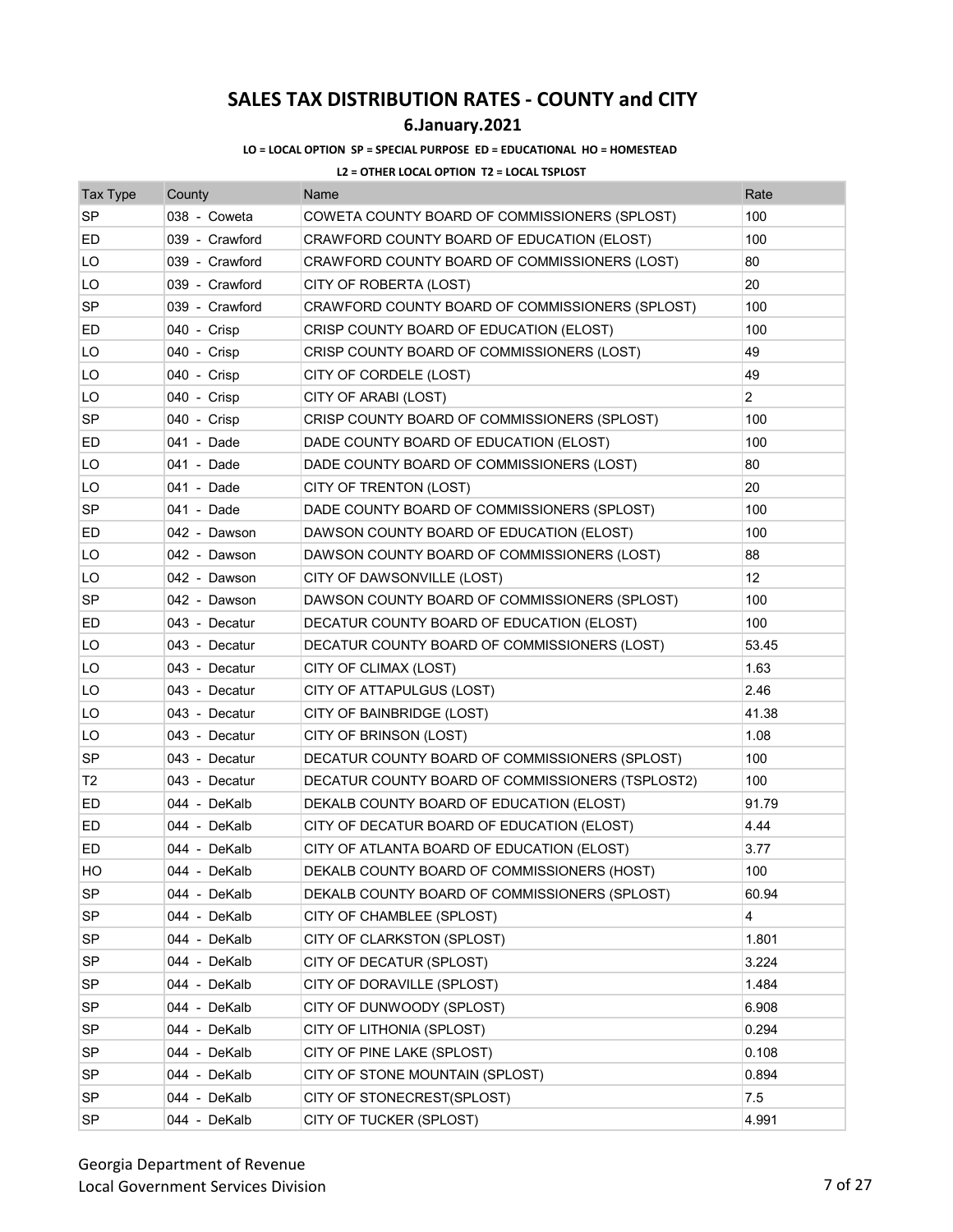# SALES TAX DISTRIBUTION RATES - COUNTY and CITY

## 6.January.2021

**LO = LOCAL OPTION SP = SPECIAL PURPOSE ED = EDUCATIONAL HO = HOMESTEAD**

**L2 = OTHER LOCAL OPTION T2 = LOCAL TSPLOST**

| Tax Type | County | Name | Rate |
|---|---|---|---|
| SP | 038 - Coweta | COWETA COUNTY BOARD OF COMMISSIONERS (SPLOST) | 100 |
| ED | 039 - Crawford | CRAWFORD COUNTY BOARD OF EDUCATION (ELOST) | 100 |
| LO | 039 - Crawford | CRAWFORD COUNTY BOARD OF COMMISSIONERS (LOST) | 80 |
| LO | 039 - Crawford | CITY OF ROBERTA (LOST) | 20 |
| SP | 039 - Crawford | CRAWFORD COUNTY BOARD OF COMMISSIONERS (SPLOST) | 100 |
| ED | 040 - Crisp | CRISP COUNTY BOARD OF EDUCATION (ELOST) | 100 |
| LO | 040 - Crisp | CRISP COUNTY BOARD OF COMMISSIONERS (LOST) | 49 |
| LO | 040 - Crisp | CITY OF CORDELE (LOST) | 49 |
| LO | 040 - Crisp | CITY OF ARABI (LOST) | 2 |
| SP | 040 - Crisp | CRISP COUNTY BOARD OF COMMISSIONERS (SPLOST) | 100 |
| ED | 041 - Dade | DADE COUNTY BOARD OF EDUCATION (ELOST) | 100 |
| LO | 041 - Dade | DADE COUNTY BOARD OF COMMISSIONERS (LOST) | 80 |
| LO | 041 - Dade | CITY OF TRENTON (LOST) | 20 |
| SP | 041 - Dade | DADE COUNTY BOARD OF COMMISSIONERS (SPLOST) | 100 |
| ED | 042 - Dawson | DAWSON COUNTY BOARD OF EDUCATION (ELOST) | 100 |
| LO | 042 - Dawson | DAWSON COUNTY BOARD OF COMMISSIONERS (LOST) | 88 |
| LO | 042 - Dawson | CITY OF DAWSONVILLE (LOST) | 12 |
| SP | 042 - Dawson | DAWSON COUNTY BOARD OF COMMISSIONERS (SPLOST) | 100 |
| ED | 043 - Decatur | DECATUR COUNTY BOARD OF EDUCATION (ELOST) | 100 |
| LO | 043 - Decatur | DECATUR COUNTY BOARD OF COMMISSIONERS (LOST) | 53.45 |
| LO | 043 - Decatur | CITY OF CLIMAX (LOST) | 1.63 |
| LO | 043 - Decatur | CITY OF ATTAPULGUS (LOST) | 2.46 |
| LO | 043 - Decatur | CITY OF BAINBRIDGE (LOST) | 41.38 |
| LO | 043 - Decatur | CITY OF BRINSON (LOST) | 1.08 |
| SP | 043 - Decatur | DECATUR COUNTY BOARD OF COMMISSIONERS (SPLOST) | 100 |
| T2 | 043 - Decatur | DECATUR COUNTY BOARD OF COMMISSIONERS (TSPLOST2) | 100 |
| ED | 044 - DeKalb | DEKALB COUNTY BOARD OF EDUCATION (ELOST) | 91.79 |
| ED | 044 - DeKalb | CITY OF DECATUR BOARD OF EDUCATION (ELOST) | 4.44 |
| ED | 044 - DeKalb | CITY OF ATLANTA BOARD OF EDUCATION (ELOST) | 3.77 |
| HO | 044 - DeKalb | DEKALB COUNTY BOARD OF COMMISSIONERS (HOST) | 100 |
| SP | 044 - DeKalb | DEKALB COUNTY BOARD OF COMMISSIONERS (SPLOST) | 60.94 |
| SP | 044 - DeKalb | CITY OF CHAMBLEE (SPLOST) | 4 |
| SP | 044 - DeKalb | CITY OF CLARKSTON (SPLOST) | 1.801 |
| SP | 044 - DeKalb | CITY OF DECATUR (SPLOST) | 3.224 |
| SP | 044 - DeKalb | CITY OF DORAVILLE (SPLOST) | 1.484 |
| SP | 044 - DeKalb | CITY OF DUNWOODY (SPLOST) | 6.908 |
| SP | 044 - DeKalb | CITY OF LITHONIA (SPLOST) | 0.294 |
| SP | 044 - DeKalb | CITY OF PINE LAKE (SPLOST) | 0.108 |
| SP | 044 - DeKalb | CITY OF STONE MOUNTAIN (SPLOST) | 0.894 |
| SP | 044 - DeKalb | CITY OF STONECREST(SPLOST) | 7.5 |
| SP | 044 - DeKalb | CITY OF TUCKER (SPLOST) | 4.991 |

Georgia Department of Revenue
Local Government Services Division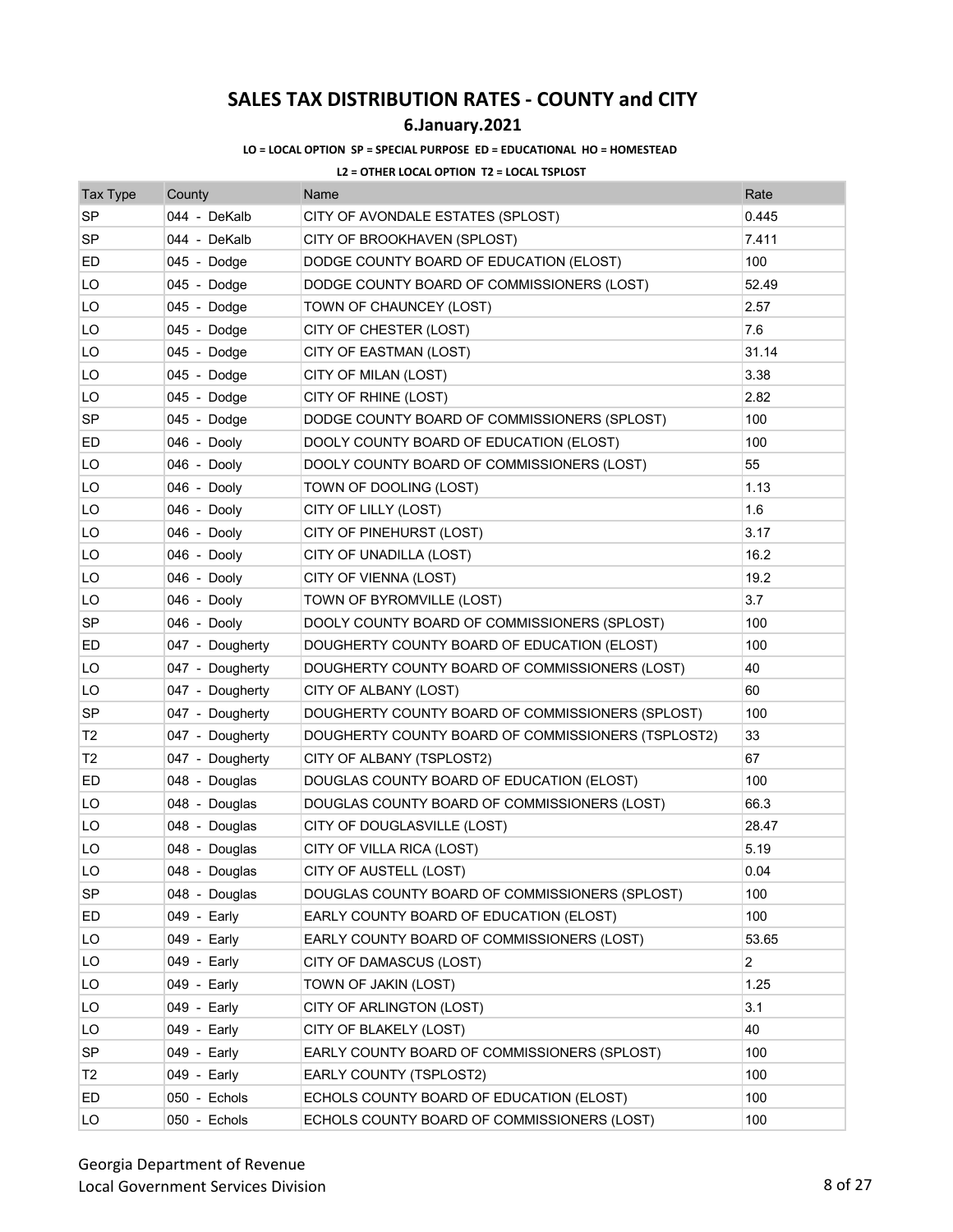# SALES TAX DISTRIBUTION RATES - COUNTY and CITY

## 6.January.2021

**LO = LOCAL OPTION SP = SPECIAL PURPOSE ED = EDUCATIONAL HO = HOMESTEAD**

**L2 = OTHER LOCAL OPTION T2 = LOCAL TSPLOST**

| Tax Type | County | Name | Rate |
|---|---|---|---|
| SP | 044 - DeKalb | CITY OF AVONDALE ESTATES (SPLOST) | 0.445 |
| SP | 044 - DeKalb | CITY OF BROOKHAVEN (SPLOST) | 7.411 |
| ED | 045 - Dodge | DODGE COUNTY BOARD OF EDUCATION (ELOST) | 100 |
| LO | 045 - Dodge | DODGE COUNTY BOARD OF COMMISSIONERS (LOST) | 52.49 |
| LO | 045 - Dodge | TOWN OF CHAUNCEY (LOST) | 2.57 |
| LO | 045 - Dodge | CITY OF CHESTER (LOST) | 7.6 |
| LO | 045 - Dodge | CITY OF EASTMAN (LOST) | 31.14 |
| LO | 045 - Dodge | CITY OF MILAN (LOST) | 3.38 |
| LO | 045 - Dodge | CITY OF RHINE (LOST) | 2.82 |
| SP | 045 - Dodge | DODGE COUNTY BOARD OF COMMISSIONERS (SPLOST) | 100 |
| ED | 046 - Dooly | DOOLY COUNTY BOARD OF EDUCATION (ELOST) | 100 |
| LO | 046 - Dooly | DOOLY COUNTY BOARD OF COMMISSIONERS (LOST) | 55 |
| LO | 046 - Dooly | TOWN OF DOOLING (LOST) | 1.13 |
| LO | 046 - Dooly | CITY OF LILLY (LOST) | 1.6 |
| LO | 046 - Dooly | CITY OF PINEHURST (LOST) | 3.17 |
| LO | 046 - Dooly | CITY OF UNADILLA (LOST) | 16.2 |
| LO | 046 - Dooly | CITY OF VIENNA (LOST) | 19.2 |
| LO | 046 - Dooly | TOWN OF BYROMVILLE (LOST) | 3.7 |
| SP | 046 - Dooly | DOOLY COUNTY BOARD OF COMMISSIONERS (SPLOST) | 100 |
| ED | 047 - Dougherty | DOUGHERTY COUNTY BOARD OF EDUCATION (ELOST) | 100 |
| LO | 047 - Dougherty | DOUGHERTY COUNTY BOARD OF COMMISSIONERS (LOST) | 40 |
| LO | 047 - Dougherty | CITY OF ALBANY (LOST) | 60 |
| SP | 047 - Dougherty | DOUGHERTY COUNTY BOARD OF COMMISSIONERS (SPLOST) | 100 |
| T2 | 047 - Dougherty | DOUGHERTY COUNTY BOARD OF COMMISSIONERS (TSPLOST2) | 33 |
| T2 | 047 - Dougherty | CITY OF ALBANY (TSPLOST2) | 67 |
| ED | 048 - Douglas | DOUGLAS COUNTY BOARD OF EDUCATION (ELOST) | 100 |
| LO | 048 - Douglas | DOUGLAS COUNTY BOARD OF COMMISSIONERS (LOST) | 66.3 |
| LO | 048 - Douglas | CITY OF DOUGLASVILLE (LOST) | 28.47 |
| LO | 048 - Douglas | CITY OF VILLA RICA (LOST) | 5.19 |
| LO | 048 - Douglas | CITY OF AUSTELL (LOST) | 0.04 |
| SP | 048 - Douglas | DOUGLAS COUNTY BOARD OF COMMISSIONERS (SPLOST) | 100 |
| ED | 049 - Early | EARLY COUNTY BOARD OF EDUCATION (ELOST) | 100 |
| LO | 049 - Early | EARLY COUNTY BOARD OF COMMISSIONERS (LOST) | 53.65 |
| LO | 049 - Early | CITY OF DAMASCUS (LOST) | 2 |
| LO | 049 - Early | TOWN OF JAKIN (LOST) | 1.25 |
| LO | 049 - Early | CITY OF ARLINGTON (LOST) | 3.1 |
| LO | 049 - Early | CITY OF BLAKELY (LOST) | 40 |
| SP | 049 - Early | EARLY COUNTY BOARD OF COMMISSIONERS (SPLOST) | 100 |
| T2 | 049 - Early | EARLY COUNTY (TSPLOST2) | 100 |
| ED | 050 - Echols | ECHOLS COUNTY BOARD OF EDUCATION (ELOST) | 100 |
| LO | 050 - Echols | ECHOLS COUNTY BOARD OF COMMISSIONERS (LOST) | 100 |

Georgia Department of Revenue
Local Government Services Division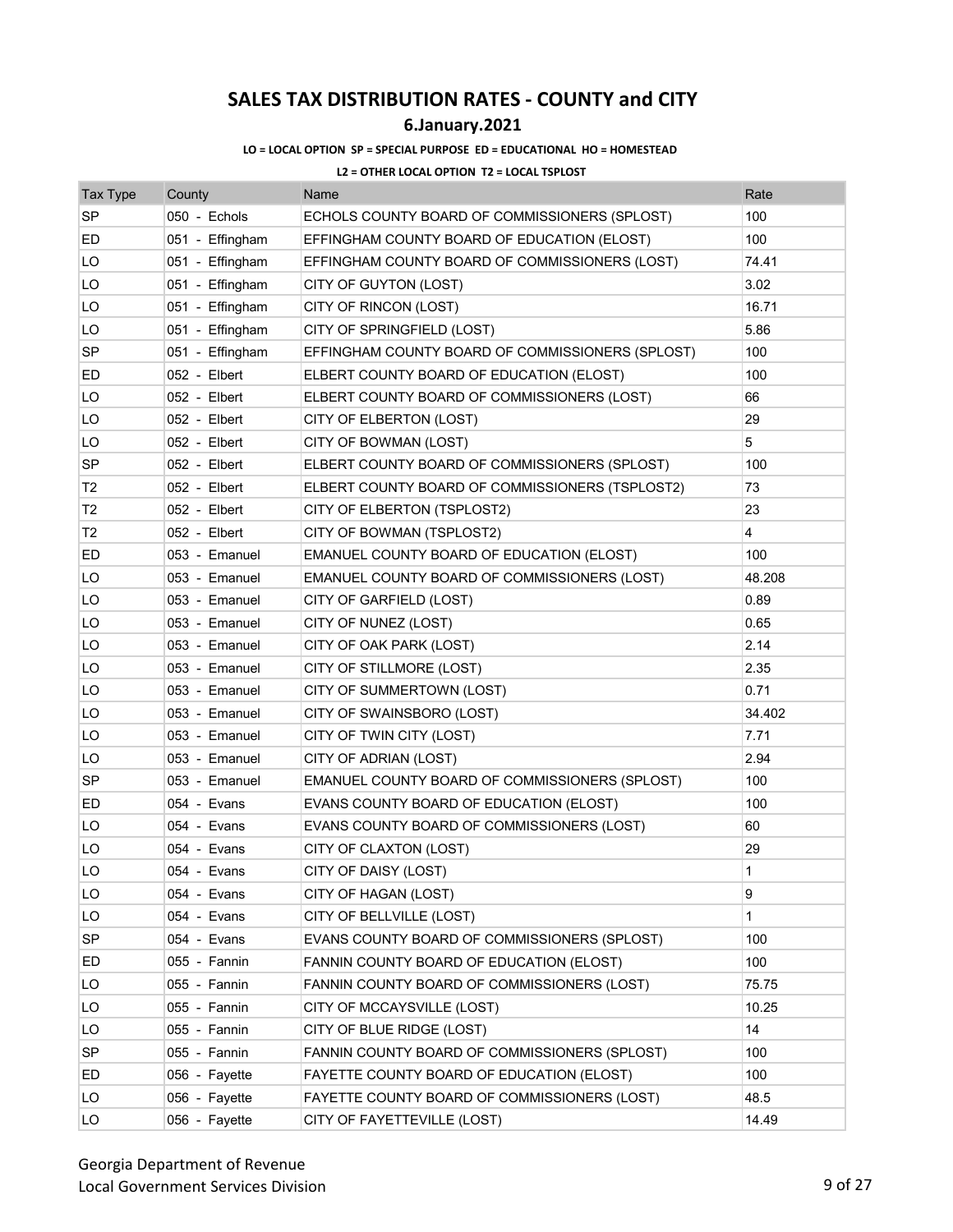# SALES TAX DISTRIBUTION RATES - COUNTY and CITY

## 6.January.2021

**LO = LOCAL OPTION SP = SPECIAL PURPOSE ED = EDUCATIONAL HO = HOMESTEAD**

**L2 = OTHER LOCAL OPTION T2 = LOCAL TSPLOST**

| Tax Type | County | Name | Rate |
|---|---|---|---|
| SP | 050 - Echols | ECHOLS COUNTY BOARD OF COMMISSIONERS (SPLOST) | 100 |
| ED | 051 - Effingham | EFFINGHAM COUNTY BOARD OF EDUCATION (ELOST) | 100 |
| LO | 051 - Effingham | EFFINGHAM COUNTY BOARD OF COMMISSIONERS (LOST) | 74.41 |
| LO | 051 - Effingham | CITY OF GUYTON (LOST) | 3.02 |
| LO | 051 - Effingham | CITY OF RINCON (LOST) | 16.71 |
| LO | 051 - Effingham | CITY OF SPRINGFIELD (LOST) | 5.86 |
| SP | 051 - Effingham | EFFINGHAM COUNTY BOARD OF COMMISSIONERS (SPLOST) | 100 |
| ED | 052 - Elbert | ELBERT COUNTY BOARD OF EDUCATION (ELOST) | 100 |
| LO | 052 - Elbert | ELBERT COUNTY BOARD OF COMMISSIONERS (LOST) | 66 |
| LO | 052 - Elbert | CITY OF ELBERTON (LOST) | 29 |
| LO | 052 - Elbert | CITY OF BOWMAN (LOST) | 5 |
| SP | 052 - Elbert | ELBERT COUNTY BOARD OF COMMISSIONERS (SPLOST) | 100 |
| T2 | 052 - Elbert | ELBERT COUNTY BOARD OF COMMISSIONERS (TSPLOST2) | 73 |
| T2 | 052 - Elbert | CITY OF ELBERTON (TSPLOST2) | 23 |
| T2 | 052 - Elbert | CITY OF BOWMAN (TSPLOST2) | 4 |
| ED | 053 - Emanuel | EMANUEL COUNTY BOARD OF EDUCATION (ELOST) | 100 |
| LO | 053 - Emanuel | EMANUEL COUNTY BOARD OF COMMISSIONERS (LOST) | 48.208 |
| LO | 053 - Emanuel | CITY OF GARFIELD (LOST) | 0.89 |
| LO | 053 - Emanuel | CITY OF NUNEZ (LOST) | 0.65 |
| LO | 053 - Emanuel | CITY OF OAK PARK (LOST) | 2.14 |
| LO | 053 - Emanuel | CITY OF STILLMORE (LOST) | 2.35 |
| LO | 053 - Emanuel | CITY OF SUMMERTOWN (LOST) | 0.71 |
| LO | 053 - Emanuel | CITY OF SWAINSBORO (LOST) | 34.402 |
| LO | 053 - Emanuel | CITY OF TWIN CITY (LOST) | 7.71 |
| LO | 053 - Emanuel | CITY OF ADRIAN (LOST) | 2.94 |
| SP | 053 - Emanuel | EMANUEL COUNTY BOARD OF COMMISSIONERS (SPLOST) | 100 |
| ED | 054 - Evans | EVANS COUNTY BOARD OF EDUCATION (ELOST) | 100 |
| LO | 054 - Evans | EVANS COUNTY BOARD OF COMMISSIONERS (LOST) | 60 |
| LO | 054 - Evans | CITY OF CLAXTON (LOST) | 29 |
| LO | 054 - Evans | CITY OF DAISY (LOST) | 1 |
| LO | 054 - Evans | CITY OF HAGAN (LOST) | 9 |
| LO | 054 - Evans | CITY OF BELLVILLE (LOST) | 1 |
| SP | 054 - Evans | EVANS COUNTY BOARD OF COMMISSIONERS (SPLOST) | 100 |
| ED | 055 - Fannin | FANNIN COUNTY BOARD OF EDUCATION (ELOST) | 100 |
| LO | 055 - Fannin | FANNIN COUNTY BOARD OF COMMISSIONERS (LOST) | 75.75 |
| LO | 055 - Fannin | CITY OF MCCAYSVILLE (LOST) | 10.25 |
| LO | 055 - Fannin | CITY OF BLUE RIDGE (LOST) | 14 |
| SP | 055 - Fannin | FANNIN COUNTY BOARD OF COMMISSIONERS (SPLOST) | 100 |
| ED | 056 - Fayette | FAYETTE COUNTY BOARD OF EDUCATION (ELOST) | 100 |
| LO | 056 - Fayette | FAYETTE COUNTY BOARD OF COMMISSIONERS (LOST) | 48.5 |
| LO | 056 - Fayette | CITY OF FAYETTEVILLE (LOST) | 14.49 |

Georgia Department of Revenue
Local Government Services Division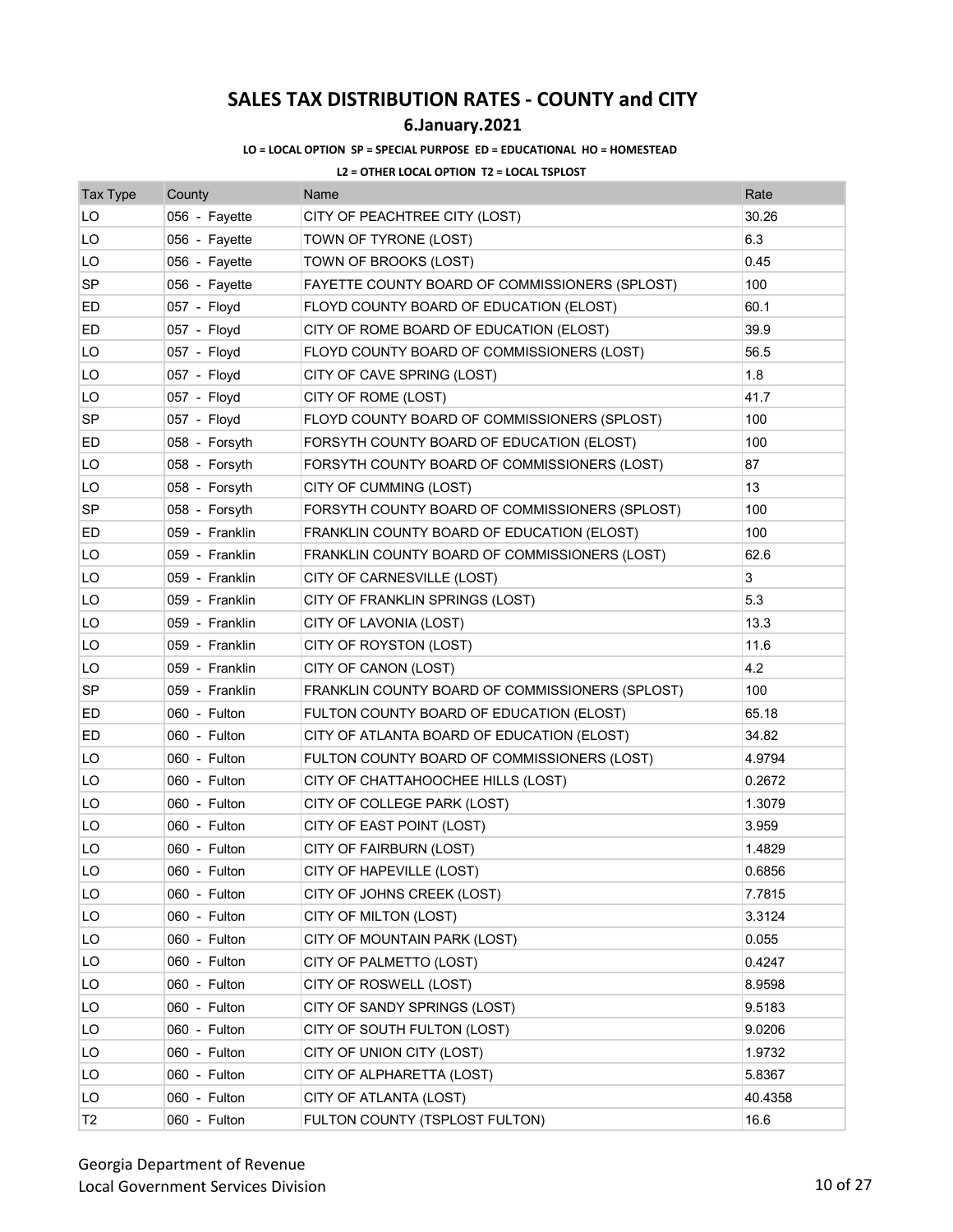# SALES TAX DISTRIBUTION RATES - COUNTY and CITY

## 6.January.2021

**LO = LOCAL OPTION SP = SPECIAL PURPOSE ED = EDUCATIONAL HO = HOMESTEAD**

**L2 = OTHER LOCAL OPTION T2 = LOCAL TSPLOST**

| Tax Type | County | Name | Rate |
|---|---|---|---|
| LO | 056 - Fayette | CITY OF PEACHTREE CITY (LOST) | 30.26 |
| LO | 056 - Fayette | TOWN OF TYRONE (LOST) | 6.3 |
| LO | 056 - Fayette | TOWN OF BROOKS (LOST) | 0.45 |
| SP | 056 - Fayette | FAYETTE COUNTY BOARD OF COMMISSIONERS (SPLOST) | 100 |
| ED | 057 - Floyd | FLOYD COUNTY BOARD OF EDUCATION (ELOST) | 60.1 |
| ED | 057 - Floyd | CITY OF ROME BOARD OF EDUCATION (ELOST) | 39.9 |
| LO | 057 - Floyd | FLOYD COUNTY BOARD OF COMMISSIONERS (LOST) | 56.5 |
| LO | 057 - Floyd | CITY OF CAVE SPRING (LOST) | 1.8 |
| LO | 057 - Floyd | CITY OF ROME (LOST) | 41.7 |
| SP | 057 - Floyd | FLOYD COUNTY BOARD OF COMMISSIONERS (SPLOST) | 100 |
| ED | 058 - Forsyth | FORSYTH COUNTY BOARD OF EDUCATION (ELOST) | 100 |
| LO | 058 - Forsyth | FORSYTH COUNTY BOARD OF COMMISSIONERS (LOST) | 87 |
| LO | 058 - Forsyth | CITY OF CUMMING (LOST) | 13 |
| SP | 058 - Forsyth | FORSYTH COUNTY BOARD OF COMMISSIONERS (SPLOST) | 100 |
| ED | 059 - Franklin | FRANKLIN COUNTY BOARD OF EDUCATION (ELOST) | 100 |
| LO | 059 - Franklin | FRANKLIN COUNTY BOARD OF COMMISSIONERS (LOST) | 62.6 |
| LO | 059 - Franklin | CITY OF CARNESVILLE (LOST) | 3 |
| LO | 059 - Franklin | CITY OF FRANKLIN SPRINGS (LOST) | 5.3 |
| LO | 059 - Franklin | CITY OF LAVONIA (LOST) | 13.3 |
| LO | 059 - Franklin | CITY OF ROYSTON (LOST) | 11.6 |
| LO | 059 - Franklin | CITY OF CANON (LOST) | 4.2 |
| SP | 059 - Franklin | FRANKLIN COUNTY BOARD OF COMMISSIONERS (SPLOST) | 100 |
| ED | 060 - Fulton | FULTON COUNTY BOARD OF EDUCATION (ELOST) | 65.18 |
| ED | 060 - Fulton | CITY OF ATLANTA BOARD OF EDUCATION (ELOST) | 34.82 |
| LO | 060 - Fulton | FULTON COUNTY BOARD OF COMMISSIONERS (LOST) | 4.9794 |
| LO | 060 - Fulton | CITY OF CHATTAHOOCHEE HILLS (LOST) | 0.2672 |
| LO | 060 - Fulton | CITY OF COLLEGE PARK (LOST) | 1.3079 |
| LO | 060 - Fulton | CITY OF EAST POINT (LOST) | 3.959 |
| LO | 060 - Fulton | CITY OF FAIRBURN (LOST) | 1.4829 |
| LO | 060 - Fulton | CITY OF HAPEVILLE (LOST) | 0.6856 |
| LO | 060 - Fulton | CITY OF JOHNS CREEK (LOST) | 7.7815 |
| LO | 060 - Fulton | CITY OF MILTON (LOST) | 3.3124 |
| LO | 060 - Fulton | CITY OF MOUNTAIN PARK (LOST) | 0.055 |
| LO | 060 - Fulton | CITY OF PALMETTO (LOST) | 0.4247 |
| LO | 060 - Fulton | CITY OF ROSWELL (LOST) | 8.9598 |
| LO | 060 - Fulton | CITY OF SANDY SPRINGS (LOST) | 9.5183 |
| LO | 060 - Fulton | CITY OF SOUTH FULTON (LOST) | 9.0206 |
| LO | 060 - Fulton | CITY OF UNION CITY (LOST) | 1.9732 |
| LO | 060 - Fulton | CITY OF ALPHARETTA (LOST) | 5.8367 |
| LO | 060 - Fulton | CITY OF ATLANTA (LOST) | 40.4358 |
| T2 | 060 - Fulton | FULTON COUNTY (TSPLOST FULTON) | 16.6 |

Georgia Department of Revenue
Local Government Services Division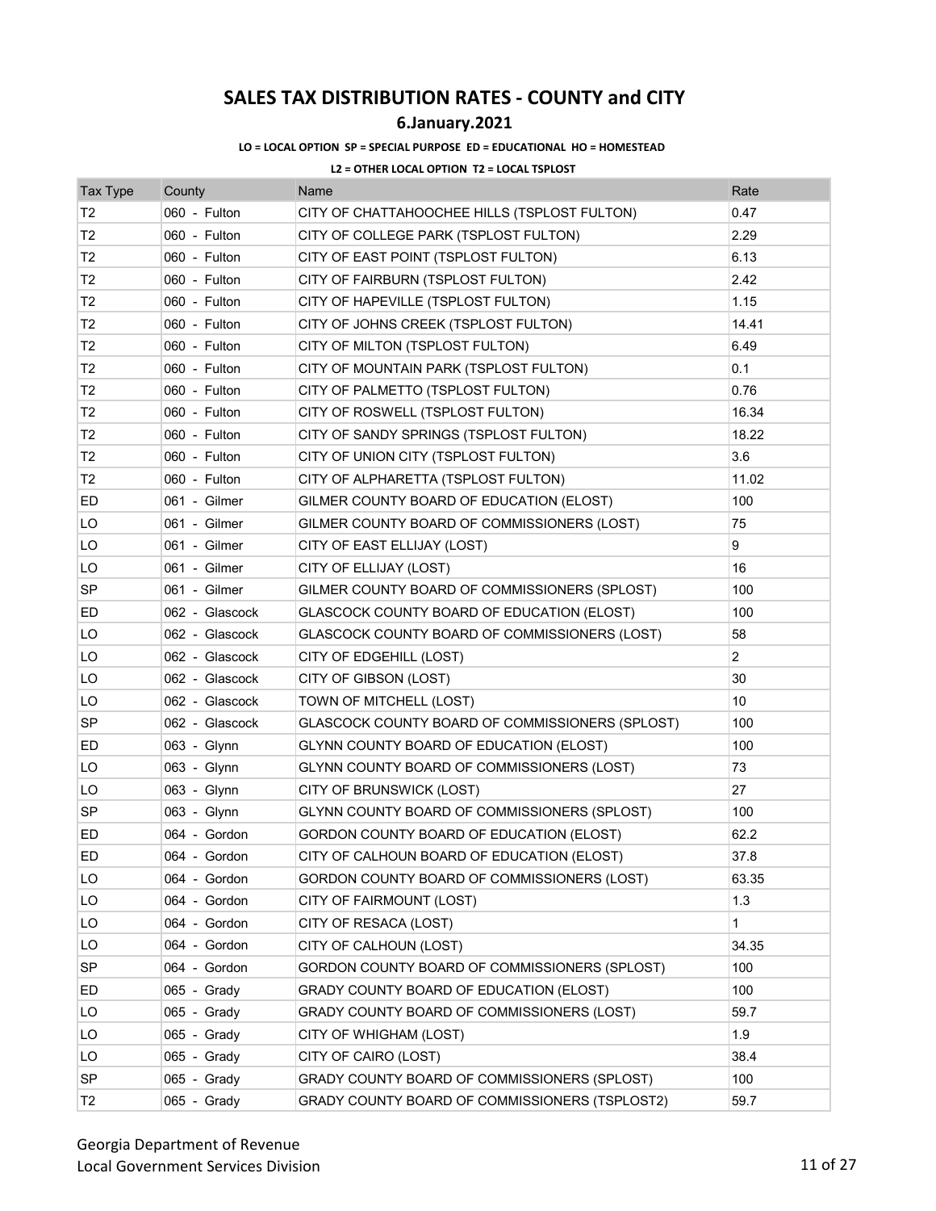# SALES TAX DISTRIBUTION RATES - COUNTY and CITY

## 6.January.2021

**LO = LOCAL OPTION SP = SPECIAL PURPOSE ED = EDUCATIONAL HO = HOMESTEAD**

**L2 = OTHER LOCAL OPTION T2 = LOCAL TSPLOST**

| Tax Type | County | Name | Rate |
|---|---|---|---|
| T2 | 060 - Fulton | CITY OF CHATTAHOOCHEE HILLS (TSPLOST FULTON) | 0.47 |
| T2 | 060 - Fulton | CITY OF COLLEGE PARK (TSPLOST FULTON) | 2.29 |
| T2 | 060 - Fulton | CITY OF EAST POINT (TSPLOST FULTON) | 6.13 |
| T2 | 060 - Fulton | CITY OF FAIRBURN (TSPLOST FULTON) | 2.42 |
| T2 | 060 - Fulton | CITY OF HAPEVILLE (TSPLOST FULTON) | 1.15 |
| T2 | 060 - Fulton | CITY OF JOHNS CREEK (TSPLOST FULTON) | 14.41 |
| T2 | 060 - Fulton | CITY OF MILTON (TSPLOST FULTON) | 6.49 |
| T2 | 060 - Fulton | CITY OF MOUNTAIN PARK (TSPLOST FULTON) | 0.1 |
| T2 | 060 - Fulton | CITY OF PALMETTO (TSPLOST FULTON) | 0.76 |
| T2 | 060 - Fulton | CITY OF ROSWELL (TSPLOST FULTON) | 16.34 |
| T2 | 060 - Fulton | CITY OF SANDY SPRINGS (TSPLOST FULTON) | 18.22 |
| T2 | 060 - Fulton | CITY OF UNION CITY (TSPLOST FULTON) | 3.6 |
| T2 | 060 - Fulton | CITY OF ALPHARETTA (TSPLOST FULTON) | 11.02 |
| ED | 061 - Gilmer | GILMER COUNTY BOARD OF EDUCATION (ELOST) | 100 |
| LO | 061 - Gilmer | GILMER COUNTY BOARD OF COMMISSIONERS (LOST) | 75 |
| LO | 061 - Gilmer | CITY OF EAST ELLIJAY (LOST) | 9 |
| LO | 061 - Gilmer | CITY OF ELLIJAY (LOST) | 16 |
| SP | 061 - Gilmer | GILMER COUNTY BOARD OF COMMISSIONERS (SPLOST) | 100 |
| ED | 062 - Glascock | GLASCOCK COUNTY BOARD OF EDUCATION (ELOST) | 100 |
| LO | 062 - Glascock | GLASCOCK COUNTY BOARD OF COMMISSIONERS (LOST) | 58 |
| LO | 062 - Glascock | CITY OF EDGEHILL (LOST) | 2 |
| LO | 062 - Glascock | CITY OF GIBSON (LOST) | 30 |
| LO | 062 - Glascock | TOWN OF MITCHELL (LOST) | 10 |
| SP | 062 - Glascock | GLASCOCK COUNTY BOARD OF COMMISSIONERS (SPLOST) | 100 |
| ED | 063 - Glynn | GLYNN COUNTY BOARD OF EDUCATION (ELOST) | 100 |
| LO | 063 - Glynn | GLYNN COUNTY BOARD OF COMMISSIONERS (LOST) | 73 |
| LO | 063 - Glynn | CITY OF BRUNSWICK (LOST) | 27 |
| SP | 063 - Glynn | GLYNN COUNTY BOARD OF COMMISSIONERS (SPLOST) | 100 |
| ED | 064 - Gordon | GORDON COUNTY BOARD OF EDUCATION (ELOST) | 62.2 |
| ED | 064 - Gordon | CITY OF CALHOUN BOARD OF EDUCATION (ELOST) | 37.8 |
| LO | 064 - Gordon | GORDON COUNTY BOARD OF COMMISSIONERS (LOST) | 63.35 |
| LO | 064 - Gordon | CITY OF FAIRMOUNT (LOST) | 1.3 |
| LO | 064 - Gordon | CITY OF RESACA (LOST) | 1 |
| LO | 064 - Gordon | CITY OF CALHOUN (LOST) | 34.35 |
| SP | 064 - Gordon | GORDON COUNTY BOARD OF COMMISSIONERS (SPLOST) | 100 |
| ED | 065 - Grady | GRADY COUNTY BOARD OF EDUCATION (ELOST) | 100 |
| LO | 065 - Grady | GRADY COUNTY BOARD OF COMMISSIONERS (LOST) | 59.7 |
| LO | 065 - Grady | CITY OF WHIGHAM (LOST) | 1.9 |
| LO | 065 - Grady | CITY OF CAIRO (LOST) | 38.4 |
| SP | 065 - Grady | GRADY COUNTY BOARD OF COMMISSIONERS (SPLOST) | 100 |
| T2 | 065 - Grady | GRADY COUNTY BOARD OF COMMISSIONERS (TSPLOST2) | 59.7 |

Georgia Department of Revenue
Local Government Services Division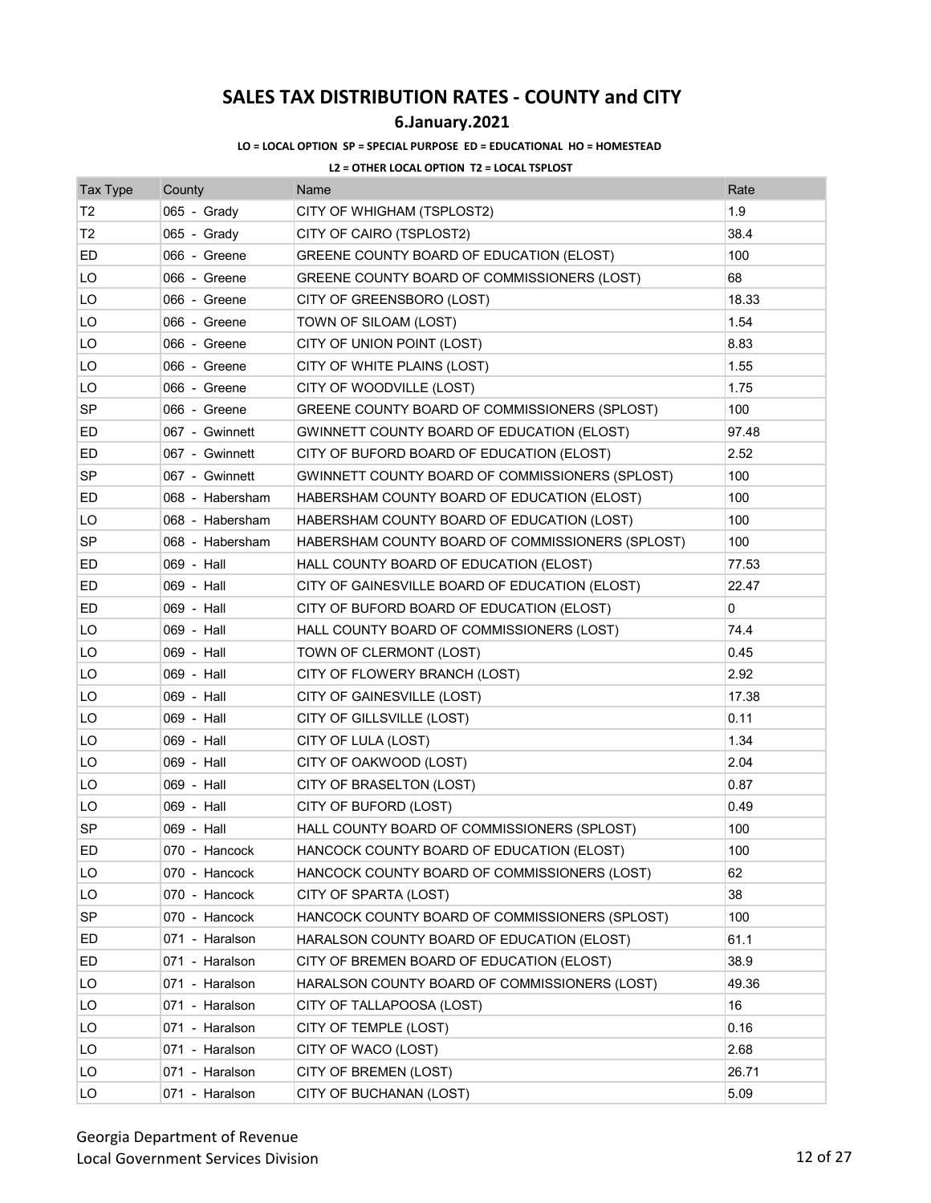# SALES TAX DISTRIBUTION RATES - COUNTY and CITY

## 6.January.2021

**LO = LOCAL OPTION SP = SPECIAL PURPOSE ED = EDUCATIONAL HO = HOMESTEAD**

**L2 = OTHER LOCAL OPTION T2 = LOCAL TSPLOST**

| Tax Type | County | Name | Rate |
|---|---|---|---|
| T2 | 065 - Grady | CITY OF WHIGHAM (TSPLOST2) | 1.9 |
| T2 | 065 - Grady | CITY OF CAIRO (TSPLOST2) | 38.4 |
| ED | 066 - Greene | GREENE COUNTY BOARD OF EDUCATION (ELOST) | 100 |
| LO | 066 - Greene | GREENE COUNTY BOARD OF COMMISSIONERS (LOST) | 68 |
| LO | 066 - Greene | CITY OF GREENSBORO (LOST) | 18.33 |
| LO | 066 - Greene | TOWN OF SILOAM (LOST) | 1.54 |
| LO | 066 - Greene | CITY OF UNION POINT (LOST) | 8.83 |
| LO | 066 - Greene | CITY OF WHITE PLAINS (LOST) | 1.55 |
| LO | 066 - Greene | CITY OF WOODVILLE (LOST) | 1.75 |
| SP | 066 - Greene | GREENE COUNTY BOARD OF COMMISSIONERS (SPLOST) | 100 |
| ED | 067 - Gwinnett | GWINNETT COUNTY BOARD OF EDUCATION (ELOST) | 97.48 |
| ED | 067 - Gwinnett | CITY OF BUFORD BOARD OF EDUCATION (ELOST) | 2.52 |
| SP | 067 - Gwinnett | GWINNETT COUNTY BOARD OF COMMISSIONERS (SPLOST) | 100 |
| ED | 068 - Habersham | HABERSHAM COUNTY BOARD OF EDUCATION (ELOST) | 100 |
| LO | 068 - Habersham | HABERSHAM COUNTY BOARD OF EDUCATION (LOST) | 100 |
| SP | 068 - Habersham | HABERSHAM COUNTY BOARD OF COMMISSIONERS (SPLOST) | 100 |
| ED | 069 - Hall | HALL COUNTY BOARD OF EDUCATION (ELOST) | 77.53 |
| ED | 069 - Hall | CITY OF GAINESVILLE BOARD OF EDUCATION (ELOST) | 22.47 |
| ED | 069 - Hall | CITY OF BUFORD BOARD OF EDUCATION (ELOST) | 0 |
| LO | 069 - Hall | HALL COUNTY BOARD OF COMMISSIONERS (LOST) | 74.4 |
| LO | 069 - Hall | TOWN OF CLERMONT (LOST) | 0.45 |
| LO | 069 - Hall | CITY OF FLOWERY BRANCH (LOST) | 2.92 |
| LO | 069 - Hall | CITY OF GAINESVILLE (LOST) | 17.38 |
| LO | 069 - Hall | CITY OF GILLSVILLE (LOST) | 0.11 |
| LO | 069 - Hall | CITY OF LULA (LOST) | 1.34 |
| LO | 069 - Hall | CITY OF OAKWOOD (LOST) | 2.04 |
| LO | 069 - Hall | CITY OF BRASELTON (LOST) | 0.87 |
| LO | 069 - Hall | CITY OF BUFORD (LOST) | 0.49 |
| SP | 069 - Hall | HALL COUNTY BOARD OF COMMISSIONERS (SPLOST) | 100 |
| ED | 070 - Hancock | HANCOCK COUNTY BOARD OF EDUCATION (ELOST) | 100 |
| LO | 070 - Hancock | HANCOCK COUNTY BOARD OF COMMISSIONERS (LOST) | 62 |
| LO | 070 - Hancock | CITY OF SPARTA (LOST) | 38 |
| SP | 070 - Hancock | HANCOCK COUNTY BOARD OF COMMISSIONERS (SPLOST) | 100 |
| ED | 071 - Haralson | HARALSON COUNTY BOARD OF EDUCATION (ELOST) | 61.1 |
| ED | 071 - Haralson | CITY OF BREMEN BOARD OF EDUCATION (ELOST) | 38.9 |
| LO | 071 - Haralson | HARALSON COUNTY BOARD OF COMMISSIONERS (LOST) | 49.36 |
| LO | 071 - Haralson | CITY OF TALLAPOOSA (LOST) | 16 |
| LO | 071 - Haralson | CITY OF TEMPLE (LOST) | 0.16 |
| LO | 071 - Haralson | CITY OF WACO (LOST) | 2.68 |
| LO | 071 - Haralson | CITY OF BREMEN (LOST) | 26.71 |
| LO | 071 - Haralson | CITY OF BUCHANAN (LOST) | 5.09 |

Georgia Department of Revenue
Local Government Services Division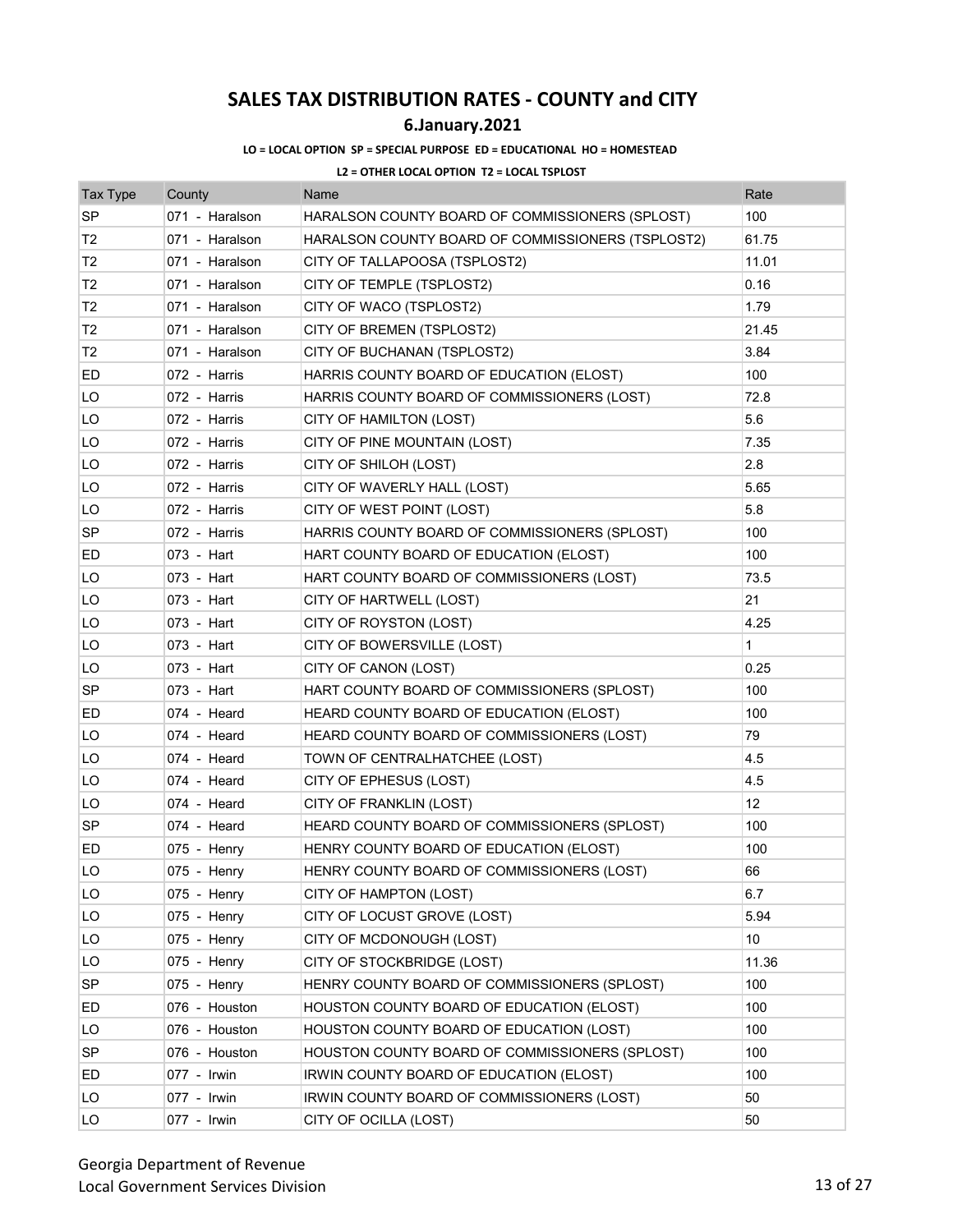# SALES TAX DISTRIBUTION RATES - COUNTY and CITY

## 6.January.2021

**LO = LOCAL OPTION SP = SPECIAL PURPOSE ED = EDUCATIONAL HO = HOMESTEAD**

**L2 = OTHER LOCAL OPTION T2 = LOCAL TSPLOST**

| Tax Type | County | Name | Rate |
|---|---|---|---|
| SP | 071 - Haralson | HARALSON COUNTY BOARD OF COMMISSIONERS (SPLOST) | 100 |
| T2 | 071 - Haralson | HARALSON COUNTY BOARD OF COMMISSIONERS (TSPLOST2) | 61.75 |
| T2 | 071 - Haralson | CITY OF TALLAPOOSA (TSPLOST2) | 11.01 |
| T2 | 071 - Haralson | CITY OF TEMPLE (TSPLOST2) | 0.16 |
| T2 | 071 - Haralson | CITY OF WACO (TSPLOST2) | 1.79 |
| T2 | 071 - Haralson | CITY OF BREMEN (TSPLOST2) | 21.45 |
| T2 | 071 - Haralson | CITY OF BUCHANAN (TSPLOST2) | 3.84 |
| ED | 072 - Harris | HARRIS COUNTY BOARD OF EDUCATION (ELOST) | 100 |
| LO | 072 - Harris | HARRIS COUNTY BOARD OF COMMISSIONERS (LOST) | 72.8 |
| LO | 072 - Harris | CITY OF HAMILTON (LOST) | 5.6 |
| LO | 072 - Harris | CITY OF PINE MOUNTAIN (LOST) | 7.35 |
| LO | 072 - Harris | CITY OF SHILOH (LOST) | 2.8 |
| LO | 072 - Harris | CITY OF WAVERLY HALL (LOST) | 5.65 |
| LO | 072 - Harris | CITY OF WEST POINT (LOST) | 5.8 |
| SP | 072 - Harris | HARRIS COUNTY BOARD OF COMMISSIONERS (SPLOST) | 100 |
| ED | 073 - Hart | HART COUNTY BOARD OF EDUCATION (ELOST) | 100 |
| LO | 073 - Hart | HART COUNTY BOARD OF COMMISSIONERS (LOST) | 73.5 |
| LO | 073 - Hart | CITY OF HARTWELL (LOST) | 21 |
| LO | 073 - Hart | CITY OF ROYSTON (LOST) | 4.25 |
| LO | 073 - Hart | CITY OF BOWERSVILLE (LOST) | 1 |
| LO | 073 - Hart | CITY OF CANON (LOST) | 0.25 |
| SP | 073 - Hart | HART COUNTY BOARD OF COMMISSIONERS (SPLOST) | 100 |
| ED | 074 - Heard | HEARD COUNTY BOARD OF EDUCATION (ELOST) | 100 |
| LO | 074 - Heard | HEARD COUNTY BOARD OF COMMISSIONERS (LOST) | 79 |
| LO | 074 - Heard | TOWN OF CENTRALHATCHEE (LOST) | 4.5 |
| LO | 074 - Heard | CITY OF EPHESUS (LOST) | 4.5 |
| LO | 074 - Heard | CITY OF FRANKLIN (LOST) | 12 |
| SP | 074 - Heard | HEARD COUNTY BOARD OF COMMISSIONERS (SPLOST) | 100 |
| ED | 075 - Henry | HENRY COUNTY BOARD OF EDUCATION (ELOST) | 100 |
| LO | 075 - Henry | HENRY COUNTY BOARD OF COMMISSIONERS (LOST) | 66 |
| LO | 075 - Henry | CITY OF HAMPTON (LOST) | 6.7 |
| LO | 075 - Henry | CITY OF LOCUST GROVE (LOST) | 5.94 |
| LO | 075 - Henry | CITY OF MCDONOUGH (LOST) | 10 |
| LO | 075 - Henry | CITY OF STOCKBRIDGE (LOST) | 11.36 |
| SP | 075 - Henry | HENRY COUNTY BOARD OF COMMISSIONERS (SPLOST) | 100 |
| ED | 076 - Houston | HOUSTON COUNTY BOARD OF EDUCATION (ELOST) | 100 |
| LO | 076 - Houston | HOUSTON COUNTY BOARD OF EDUCATION (LOST) | 100 |
| SP | 076 - Houston | HOUSTON COUNTY BOARD OF COMMISSIONERS (SPLOST) | 100 |
| ED | 077 - Irwin | IRWIN COUNTY BOARD OF EDUCATION (ELOST) | 100 |
| LO | 077 - Irwin | IRWIN COUNTY BOARD OF COMMISSIONERS (LOST) | 50 |
| LO | 077 - Irwin | CITY OF OCILLA (LOST) | 50 |

Georgia Department of Revenue
Local Government Services Division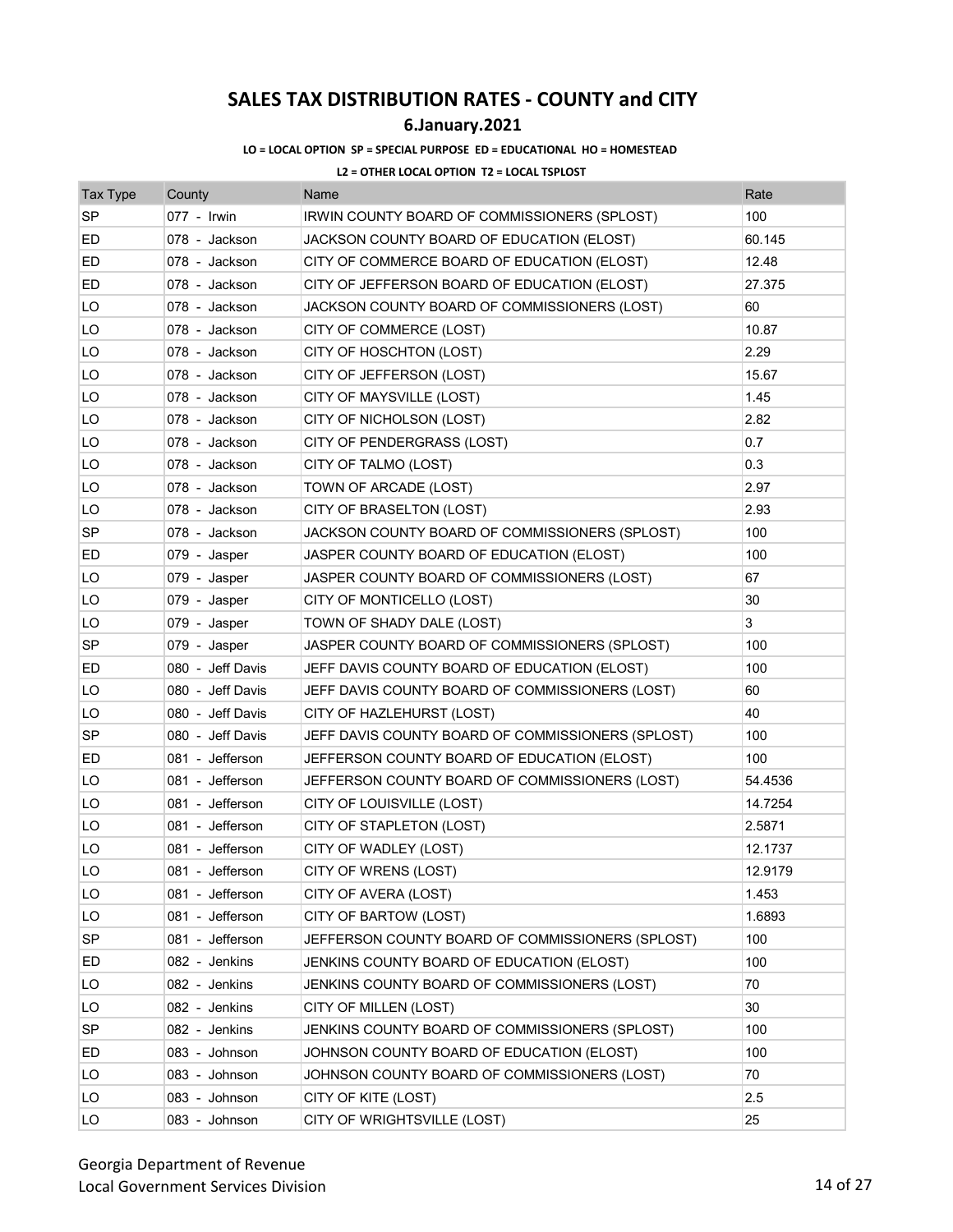# SALES TAX DISTRIBUTION RATES - COUNTY and CITY

## 6.January.2021

**LO = LOCAL OPTION SP = SPECIAL PURPOSE ED = EDUCATIONAL HO = HOMESTEAD**

**L2 = OTHER LOCAL OPTION T2 = LOCAL TSPLOST**

| Tax Type | County | Name | Rate |
|---|---|---|---|
| SP | 077 - Irwin | IRWIN COUNTY BOARD OF COMMISSIONERS (SPLOST) | 100 |
| ED | 078 - Jackson | JACKSON COUNTY BOARD OF EDUCATION (ELOST) | 60.145 |
| ED | 078 - Jackson | CITY OF COMMERCE BOARD OF EDUCATION (ELOST) | 12.48 |
| ED | 078 - Jackson | CITY OF JEFFERSON BOARD OF EDUCATION (ELOST) | 27.375 |
| LO | 078 - Jackson | JACKSON COUNTY BOARD OF COMMISSIONERS (LOST) | 60 |
| LO | 078 - Jackson | CITY OF COMMERCE (LOST) | 10.87 |
| LO | 078 - Jackson | CITY OF HOSCHTON (LOST) | 2.29 |
| LO | 078 - Jackson | CITY OF JEFFERSON (LOST) | 15.67 |
| LO | 078 - Jackson | CITY OF MAYSVILLE (LOST) | 1.45 |
| LO | 078 - Jackson | CITY OF NICHOLSON (LOST) | 2.82 |
| LO | 078 - Jackson | CITY OF PENDERGRASS (LOST) | 0.7 |
| LO | 078 - Jackson | CITY OF TALMO (LOST) | 0.3 |
| LO | 078 - Jackson | TOWN OF ARCADE (LOST) | 2.97 |
| LO | 078 - Jackson | CITY OF BRASELTON (LOST) | 2.93 |
| SP | 078 - Jackson | JACKSON COUNTY BOARD OF COMMISSIONERS (SPLOST) | 100 |
| ED | 079 - Jasper | JASPER COUNTY BOARD OF EDUCATION (ELOST) | 100 |
| LO | 079 - Jasper | JASPER COUNTY BOARD OF COMMISSIONERS (LOST) | 67 |
| LO | 079 - Jasper | CITY OF MONTICELLO (LOST) | 30 |
| LO | 079 - Jasper | TOWN OF SHADY DALE (LOST) | 3 |
| SP | 079 - Jasper | JASPER COUNTY BOARD OF COMMISSIONERS (SPLOST) | 100 |
| ED | 080 - Jeff Davis | JEFF DAVIS COUNTY BOARD OF EDUCATION (ELOST) | 100 |
| LO | 080 - Jeff Davis | JEFF DAVIS COUNTY BOARD OF COMMISSIONERS (LOST) | 60 |
| LO | 080 - Jeff Davis | CITY OF HAZLEHURST (LOST) | 40 |
| SP | 080 - Jeff Davis | JEFF DAVIS COUNTY BOARD OF COMMISSIONERS (SPLOST) | 100 |
| ED | 081 - Jefferson | JEFFERSON COUNTY BOARD OF EDUCATION (ELOST) | 100 |
| LO | 081 - Jefferson | JEFFERSON COUNTY BOARD OF COMMISSIONERS (LOST) | 54.4536 |
| LO | 081 - Jefferson | CITY OF LOUISVILLE (LOST) | 14.7254 |
| LO | 081 - Jefferson | CITY OF STAPLETON (LOST) | 2.5871 |
| LO | 081 - Jefferson | CITY OF WADLEY (LOST) | 12.1737 |
| LO | 081 - Jefferson | CITY OF WRENS (LOST) | 12.9179 |
| LO | 081 - Jefferson | CITY OF AVERA (LOST) | 1.453 |
| LO | 081 - Jefferson | CITY OF BARTOW (LOST) | 1.6893 |
| SP | 081 - Jefferson | JEFFERSON COUNTY BOARD OF COMMISSIONERS (SPLOST) | 100 |
| ED | 082 - Jenkins | JENKINS COUNTY BOARD OF EDUCATION (ELOST) | 100 |
| LO | 082 - Jenkins | JENKINS COUNTY BOARD OF COMMISSIONERS (LOST) | 70 |
| LO | 082 - Jenkins | CITY OF MILLEN (LOST) | 30 |
| SP | 082 - Jenkins | JENKINS COUNTY BOARD OF COMMISSIONERS (SPLOST) | 100 |
| ED | 083 - Johnson | JOHNSON COUNTY BOARD OF EDUCATION (ELOST) | 100 |
| LO | 083 - Johnson | JOHNSON COUNTY BOARD OF COMMISSIONERS (LOST) | 70 |
| LO | 083 - Johnson | CITY OF KITE (LOST) | 2.5 |
| LO | 083 - Johnson | CITY OF WRIGHTSVILLE (LOST) | 25 |

Georgia Department of Revenue
Local Government Services Division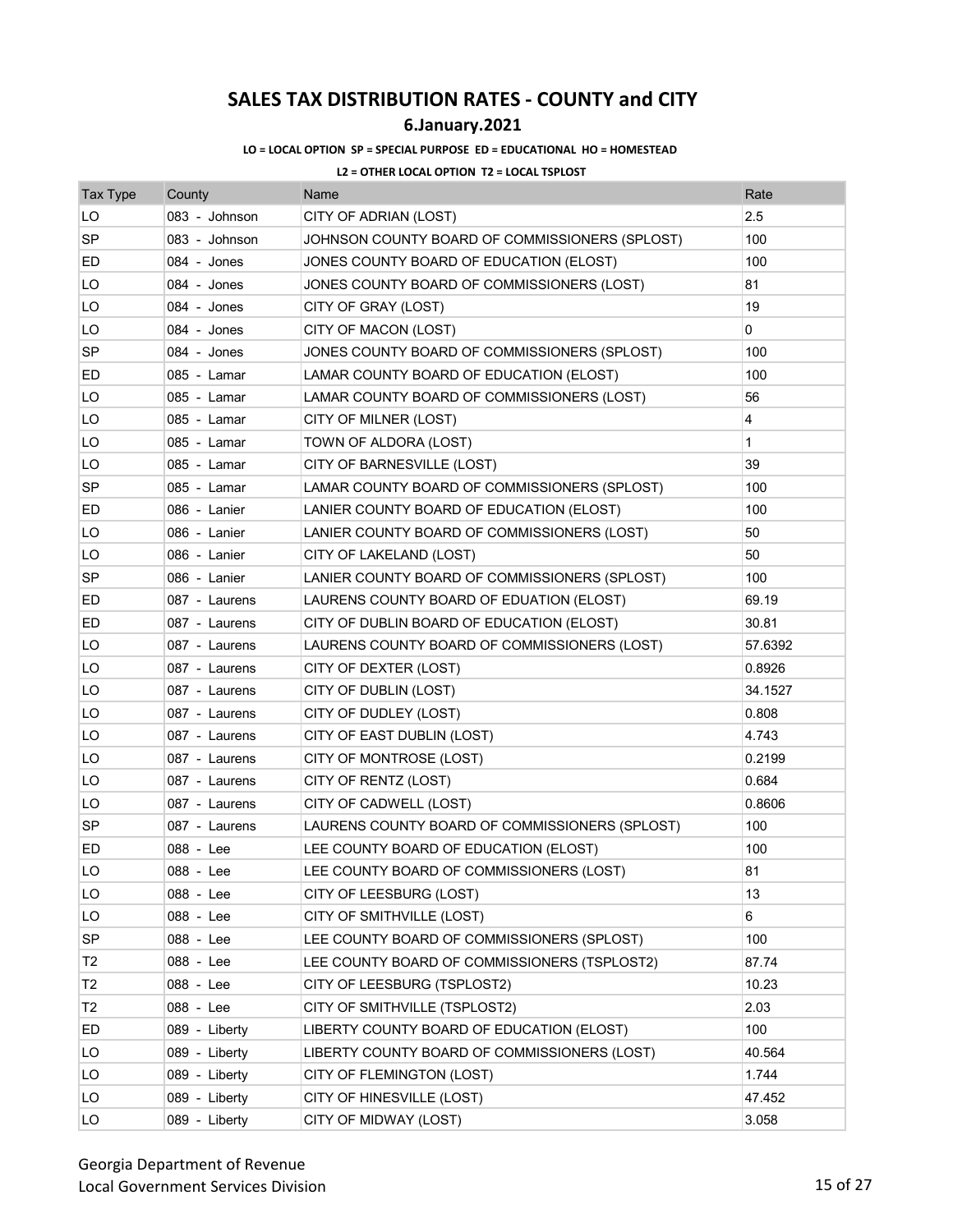# SALES TAX DISTRIBUTION RATES - COUNTY and CITY

## 6.January.2021

**LO = LOCAL OPTION SP = SPECIAL PURPOSE ED = EDUCATIONAL HO = HOMESTEAD**

**L2 = OTHER LOCAL OPTION T2 = LOCAL TSPLOST**

| Tax Type | County | Name | Rate |
|---|---|---|---|
| LO | 083 - Johnson | CITY OF ADRIAN (LOST) | 2.5 |
| SP | 083 - Johnson | JOHNSON COUNTY BOARD OF COMMISSIONERS (SPLOST) | 100 |
| ED | 084 - Jones | JONES COUNTY BOARD OF EDUCATION (ELOST) | 100 |
| LO | 084 - Jones | JONES COUNTY BOARD OF COMMISSIONERS (LOST) | 81 |
| LO | 084 - Jones | CITY OF GRAY (LOST) | 19 |
| LO | 084 - Jones | CITY OF MACON (LOST) | 0 |
| SP | 084 - Jones | JONES COUNTY BOARD OF COMMISSIONERS (SPLOST) | 100 |
| ED | 085 - Lamar | LAMAR COUNTY BOARD OF EDUCATION (ELOST) | 100 |
| LO | 085 - Lamar | LAMAR COUNTY BOARD OF COMMISSIONERS (LOST) | 56 |
| LO | 085 - Lamar | CITY OF MILNER (LOST) | 4 |
| LO | 085 - Lamar | TOWN OF ALDORA (LOST) | 1 |
| LO | 085 - Lamar | CITY OF BARNESVILLE (LOST) | 39 |
| SP | 085 - Lamar | LAMAR COUNTY BOARD OF COMMISSIONERS (SPLOST) | 100 |
| ED | 086 - Lanier | LANIER COUNTY BOARD OF EDUCATION (ELOST) | 100 |
| LO | 086 - Lanier | LANIER COUNTY BOARD OF COMMISSIONERS (LOST) | 50 |
| LO | 086 - Lanier | CITY OF LAKELAND (LOST) | 50 |
| SP | 086 - Lanier | LANIER COUNTY BOARD OF COMMISSIONERS (SPLOST) | 100 |
| ED | 087 - Laurens | LAURENS COUNTY BOARD OF EDUATION (ELOST) | 69.19 |
| ED | 087 - Laurens | CITY OF DUBLIN BOARD OF EDUCATION (ELOST) | 30.81 |
| LO | 087 - Laurens | LAURENS COUNTY BOARD OF COMMISSIONERS (LOST) | 57.6392 |
| LO | 087 - Laurens | CITY OF DEXTER (LOST) | 0.8926 |
| LO | 087 - Laurens | CITY OF DUBLIN (LOST) | 34.1527 |
| LO | 087 - Laurens | CITY OF DUDLEY (LOST) | 0.808 |
| LO | 087 - Laurens | CITY OF EAST DUBLIN (LOST) | 4.743 |
| LO | 087 - Laurens | CITY OF MONTROSE (LOST) | 0.2199 |
| LO | 087 - Laurens | CITY OF RENTZ (LOST) | 0.684 |
| LO | 087 - Laurens | CITY OF CADWELL (LOST) | 0.8606 |
| SP | 087 - Laurens | LAURENS COUNTY BOARD OF COMMISSIONERS (SPLOST) | 100 |
| ED | 088 - Lee | LEE COUNTY BOARD OF EDUCATION (ELOST) | 100 |
| LO | 088 - Lee | LEE COUNTY BOARD OF COMMISSIONERS (LOST) | 81 |
| LO | 088 - Lee | CITY OF LEESBURG (LOST) | 13 |
| LO | 088 - Lee | CITY OF SMITHVILLE (LOST) | 6 |
| SP | 088 - Lee | LEE COUNTY BOARD OF COMMISSIONERS (SPLOST) | 100 |
| T2 | 088 - Lee | LEE COUNTY BOARD OF COMMISSIONERS (TSPLOST2) | 87.74 |
| T2 | 088 - Lee | CITY OF LEESBURG (TSPLOST2) | 10.23 |
| T2 | 088 - Lee | CITY OF SMITHVILLE (TSPLOST2) | 2.03 |
| ED | 089 - Liberty | LIBERTY COUNTY BOARD OF EDUCATION (ELOST) | 100 |
| LO | 089 - Liberty | LIBERTY COUNTY BOARD OF COMMISSIONERS (LOST) | 40.564 |
| LO | 089 - Liberty | CITY OF FLEMINGTON (LOST) | 1.744 |
| LO | 089 - Liberty | CITY OF HINESVILLE (LOST) | 47.452 |
| LO | 089 - Liberty | CITY OF MIDWAY (LOST) | 3.058 |

Georgia Department of Revenue
Local Government Services Division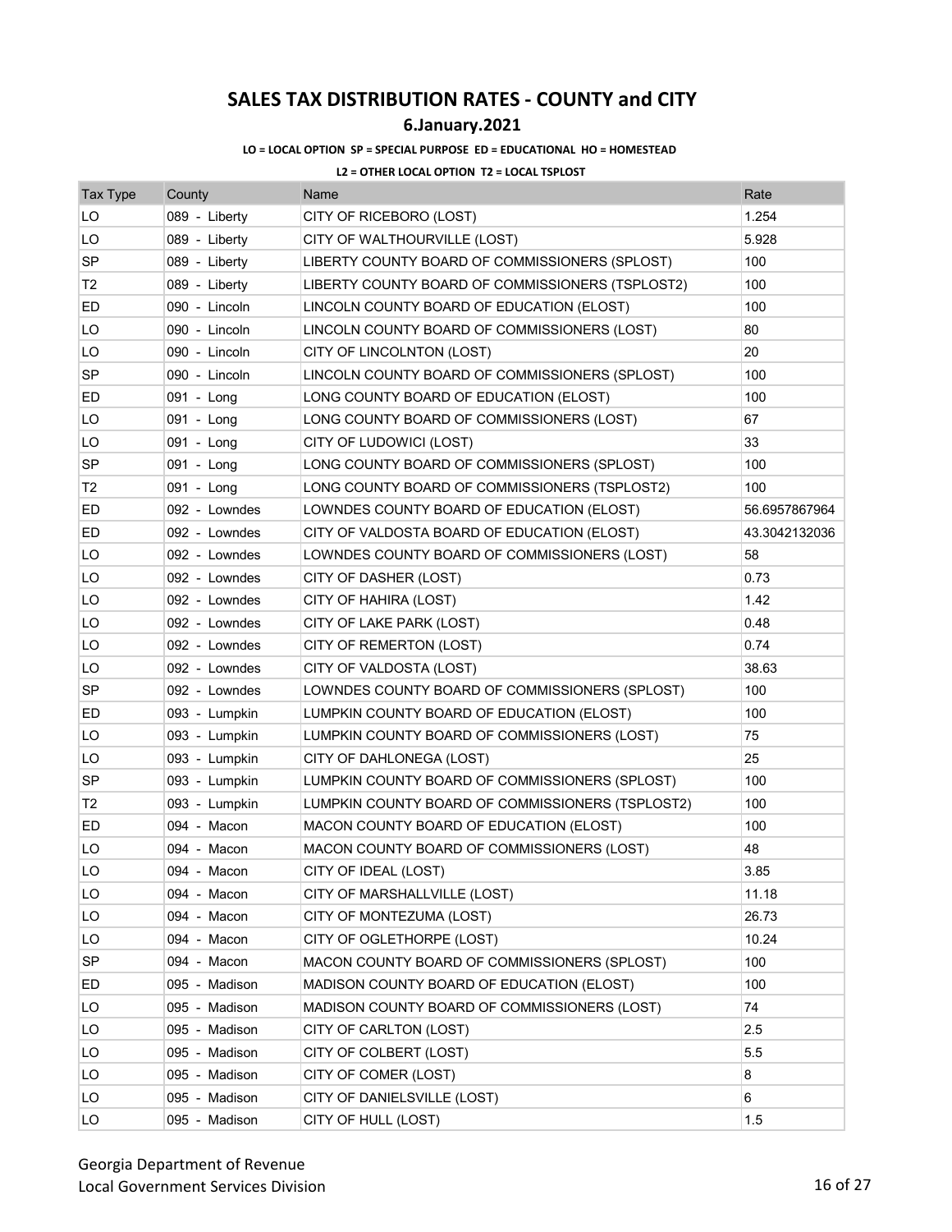# SALES TAX DISTRIBUTION RATES - COUNTY and CITY

## 6.January.2021

**LO = LOCAL OPTION SP = SPECIAL PURPOSE ED = EDUCATIONAL HO = HOMESTEAD**

**L2 = OTHER LOCAL OPTION T2 = LOCAL TSPLOST**

| Tax Type | County | Name | Rate |
|---|---|---|---|
| LO | 089 - Liberty | CITY OF RICEBORO (LOST) | 1.254 |
| LO | 089 - Liberty | CITY OF WALTHOURVILLE (LOST) | 5.928 |
| SP | 089 - Liberty | LIBERTY COUNTY BOARD OF COMMISSIONERS (SPLOST) | 100 |
| T2 | 089 - Liberty | LIBERTY COUNTY BOARD OF COMMISSIONERS (TSPLOST2) | 100 |
| ED | 090 - Lincoln | LINCOLN COUNTY BOARD OF EDUCATION (ELOST) | 100 |
| LO | 090 - Lincoln | LINCOLN COUNTY BOARD OF COMMISSIONERS (LOST) | 80 |
| LO | 090 - Lincoln | CITY OF LINCOLNTON (LOST) | 20 |
| SP | 090 - Lincoln | LINCOLN COUNTY BOARD OF COMMISSIONERS (SPLOST) | 100 |
| ED | 091 - Long | LONG COUNTY BOARD OF EDUCATION (ELOST) | 100 |
| LO | 091 - Long | LONG COUNTY BOARD OF COMMISSIONERS (LOST) | 67 |
| LO | 091 - Long | CITY OF LUDOWICI (LOST) | 33 |
| SP | 091 - Long | LONG COUNTY BOARD OF COMMISSIONERS (SPLOST) | 100 |
| T2 | 091 - Long | LONG COUNTY BOARD OF COMMISSIONERS (TSPLOST2) | 100 |
| ED | 092 - Lowndes | LOWNDES COUNTY BOARD OF EDUCATION (ELOST) | 56.6957867964 |
| ED | 092 - Lowndes | CITY OF VALDOSTA BOARD OF EDUCATION (ELOST) | 43.3042132036 |
| LO | 092 - Lowndes | LOWNDES COUNTY BOARD OF COMMISSIONERS (LOST) | 58 |
| LO | 092 - Lowndes | CITY OF DASHER (LOST) | 0.73 |
| LO | 092 - Lowndes | CITY OF HAHIRA (LOST) | 1.42 |
| LO | 092 - Lowndes | CITY OF LAKE PARK (LOST) | 0.48 |
| LO | 092 - Lowndes | CITY OF REMERTON (LOST) | 0.74 |
| LO | 092 - Lowndes | CITY OF VALDOSTA (LOST) | 38.63 |
| SP | 092 - Lowndes | LOWNDES COUNTY BOARD OF COMMISSIONERS (SPLOST) | 100 |
| ED | 093 - Lumpkin | LUMPKIN COUNTY BOARD OF EDUCATION (ELOST) | 100 |
| LO | 093 - Lumpkin | LUMPKIN COUNTY BOARD OF COMMISSIONERS (LOST) | 75 |
| LO | 093 - Lumpkin | CITY OF DAHLONEGA (LOST) | 25 |
| SP | 093 - Lumpkin | LUMPKIN COUNTY BOARD OF COMMISSIONERS (SPLOST) | 100 |
| T2 | 093 - Lumpkin | LUMPKIN COUNTY BOARD OF COMMISSIONERS (TSPLOST2) | 100 |
| ED | 094 - Macon | MACON COUNTY BOARD OF EDUCATION (ELOST) | 100 |
| LO | 094 - Macon | MACON COUNTY BOARD OF COMMISSIONERS (LOST) | 48 |
| LO | 094 - Macon | CITY OF IDEAL (LOST) | 3.85 |
| LO | 094 - Macon | CITY OF MARSHALLVILLE (LOST) | 11.18 |
| LO | 094 - Macon | CITY OF MONTEZUMA (LOST) | 26.73 |
| LO | 094 - Macon | CITY OF OGLETHORPE (LOST) | 10.24 |
| SP | 094 - Macon | MACON COUNTY BOARD OF COMMISSIONERS (SPLOST) | 100 |
| ED | 095 - Madison | MADISON COUNTY BOARD OF EDUCATION (ELOST) | 100 |
| LO | 095 - Madison | MADISON COUNTY BOARD OF COMMISSIONERS (LOST) | 74 |
| LO | 095 - Madison | CITY OF CARLTON (LOST) | 2.5 |
| LO | 095 - Madison | CITY OF COLBERT (LOST) | 5.5 |
| LO | 095 - Madison | CITY OF COMER (LOST) | 8 |
| LO | 095 - Madison | CITY OF DANIELSVILLE (LOST) | 6 |
| LO | 095 - Madison | CITY OF HULL (LOST) | 1.5 |

Georgia Department of Revenue
Local Government Services Division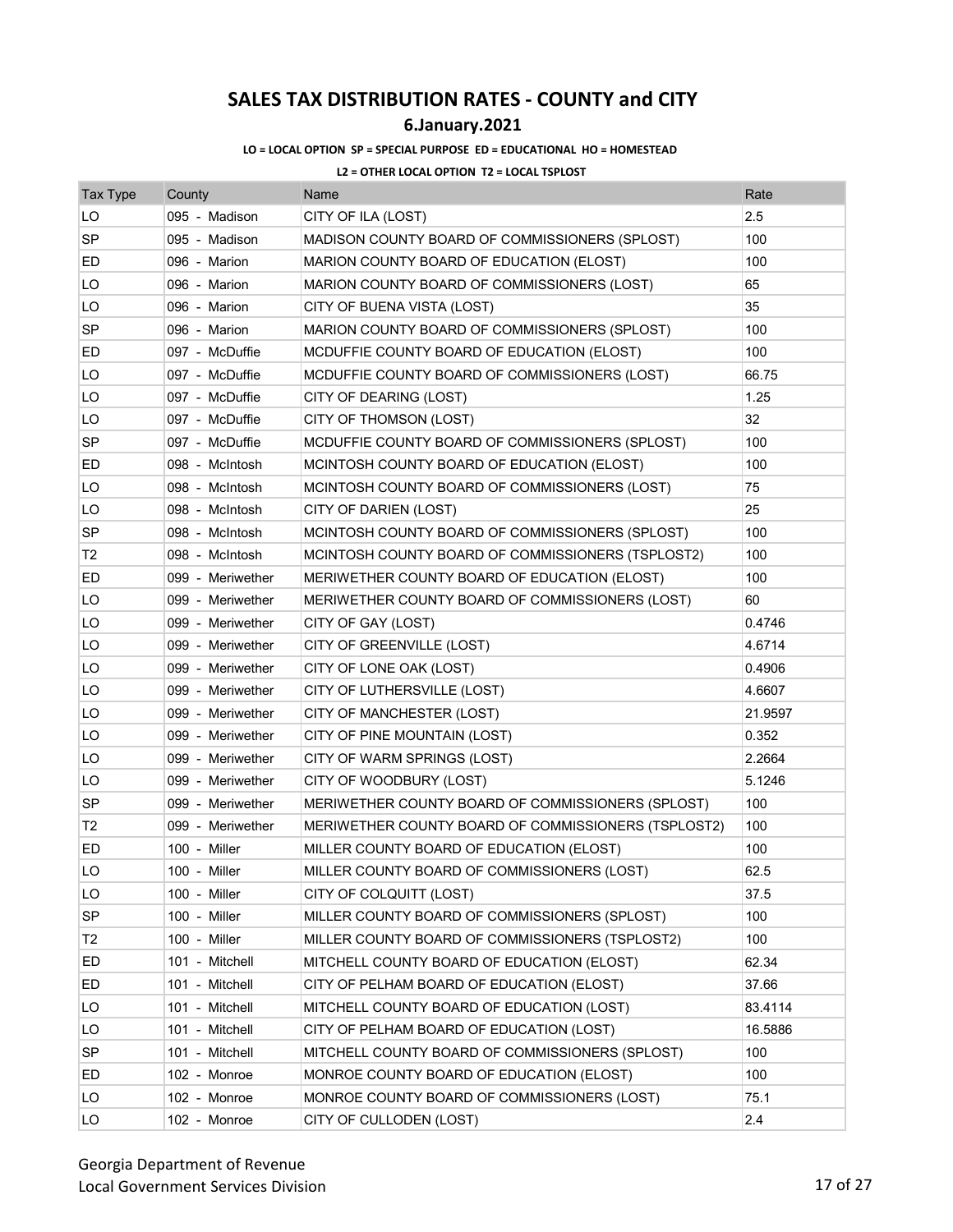# SALES TAX DISTRIBUTION RATES - COUNTY and CITY

## 6.January.2021

**LO = LOCAL OPTION SP = SPECIAL PURPOSE ED = EDUCATIONAL HO = HOMESTEAD**

**L2 = OTHER LOCAL OPTION T2 = LOCAL TSPLOST**

| Tax Type | County | Name | Rate |
|---|---|---|---|
| LO | 095 - Madison | CITY OF ILA (LOST) | 2.5 |
| SP | 095 - Madison | MADISON COUNTY BOARD OF COMMISSIONERS (SPLOST) | 100 |
| ED | 096 - Marion | MARION COUNTY BOARD OF EDUCATION (ELOST) | 100 |
| LO | 096 - Marion | MARION COUNTY BOARD OF COMMISSIONERS (LOST) | 65 |
| LO | 096 - Marion | CITY OF BUENA VISTA (LOST) | 35 |
| SP | 096 - Marion | MARION COUNTY BOARD OF COMMISSIONERS (SPLOST) | 100 |
| ED | 097 - McDuffie | MCDUFFIE COUNTY BOARD OF EDUCATION (ELOST) | 100 |
| LO | 097 - McDuffie | MCDUFFIE COUNTY BOARD OF COMMISSIONERS (LOST) | 66.75 |
| LO | 097 - McDuffie | CITY OF DEARING (LOST) | 1.25 |
| LO | 097 - McDuffie | CITY OF THOMSON (LOST) | 32 |
| SP | 097 - McDuffie | MCDUFFIE COUNTY BOARD OF COMMISSIONERS (SPLOST) | 100 |
| ED | 098 - McIntosh | MCINTOSH COUNTY BOARD OF EDUCATION (ELOST) | 100 |
| LO | 098 - McIntosh | MCINTOSH COUNTY BOARD OF COMMISSIONERS (LOST) | 75 |
| LO | 098 - McIntosh | CITY OF DARIEN (LOST) | 25 |
| SP | 098 - McIntosh | MCINTOSH COUNTY BOARD OF COMMISSIONERS (SPLOST) | 100 |
| T2 | 098 - McIntosh | MCINTOSH COUNTY BOARD OF COMMISSIONERS (TSPLOST2) | 100 |
| ED | 099 - Meriwether | MERIWETHER COUNTY BOARD OF EDUCATION (ELOST) | 100 |
| LO | 099 - Meriwether | MERIWETHER COUNTY BOARD OF COMMISSIONERS (LOST) | 60 |
| LO | 099 - Meriwether | CITY OF GAY (LOST) | 0.4746 |
| LO | 099 - Meriwether | CITY OF GREENVILLE (LOST) | 4.6714 |
| LO | 099 - Meriwether | CITY OF LONE OAK (LOST) | 0.4906 |
| LO | 099 - Meriwether | CITY OF LUTHERSVILLE (LOST) | 4.6607 |
| LO | 099 - Meriwether | CITY OF MANCHESTER (LOST) | 21.9597 |
| LO | 099 - Meriwether | CITY OF PINE MOUNTAIN (LOST) | 0.352 |
| LO | 099 - Meriwether | CITY OF WARM SPRINGS (LOST) | 2.2664 |
| LO | 099 - Meriwether | CITY OF WOODBURY (LOST) | 5.1246 |
| SP | 099 - Meriwether | MERIWETHER COUNTY BOARD OF COMMISSIONERS (SPLOST) | 100 |
| T2 | 099 - Meriwether | MERIWETHER COUNTY BOARD OF COMMISSIONERS (TSPLOST2) | 100 |
| ED | 100 - Miller | MILLER COUNTY BOARD OF EDUCATION (ELOST) | 100 |
| LO | 100 - Miller | MILLER COUNTY BOARD OF COMMISSIONERS (LOST) | 62.5 |
| LO | 100 - Miller | CITY OF COLQUITT (LOST) | 37.5 |
| SP | 100 - Miller | MILLER COUNTY BOARD OF COMMISSIONERS (SPLOST) | 100 |
| T2 | 100 - Miller | MILLER COUNTY BOARD OF COMMISSIONERS (TSPLOST2) | 100 |
| ED | 101 - Mitchell | MITCHELL COUNTY BOARD OF EDUCATION (ELOST) | 62.34 |
| ED | 101 - Mitchell | CITY OF PELHAM BOARD OF EDUCATION (ELOST) | 37.66 |
| LO | 101 - Mitchell | MITCHELL COUNTY BOARD OF EDUCATION (LOST) | 83.4114 |
| LO | 101 - Mitchell | CITY OF PELHAM BOARD OF EDUCATION (LOST) | 16.5886 |
| SP | 101 - Mitchell | MITCHELL COUNTY BOARD OF COMMISSIONERS (SPLOST) | 100 |
| ED | 102 - Monroe | MONROE COUNTY BOARD OF EDUCATION (ELOST) | 100 |
| LO | 102 - Monroe | MONROE COUNTY BOARD OF COMMISSIONERS (LOST) | 75.1 |
| LO | 102 - Monroe | CITY OF CULLODEN (LOST) | 2.4 |

Georgia Department of Revenue
Local Government Services Division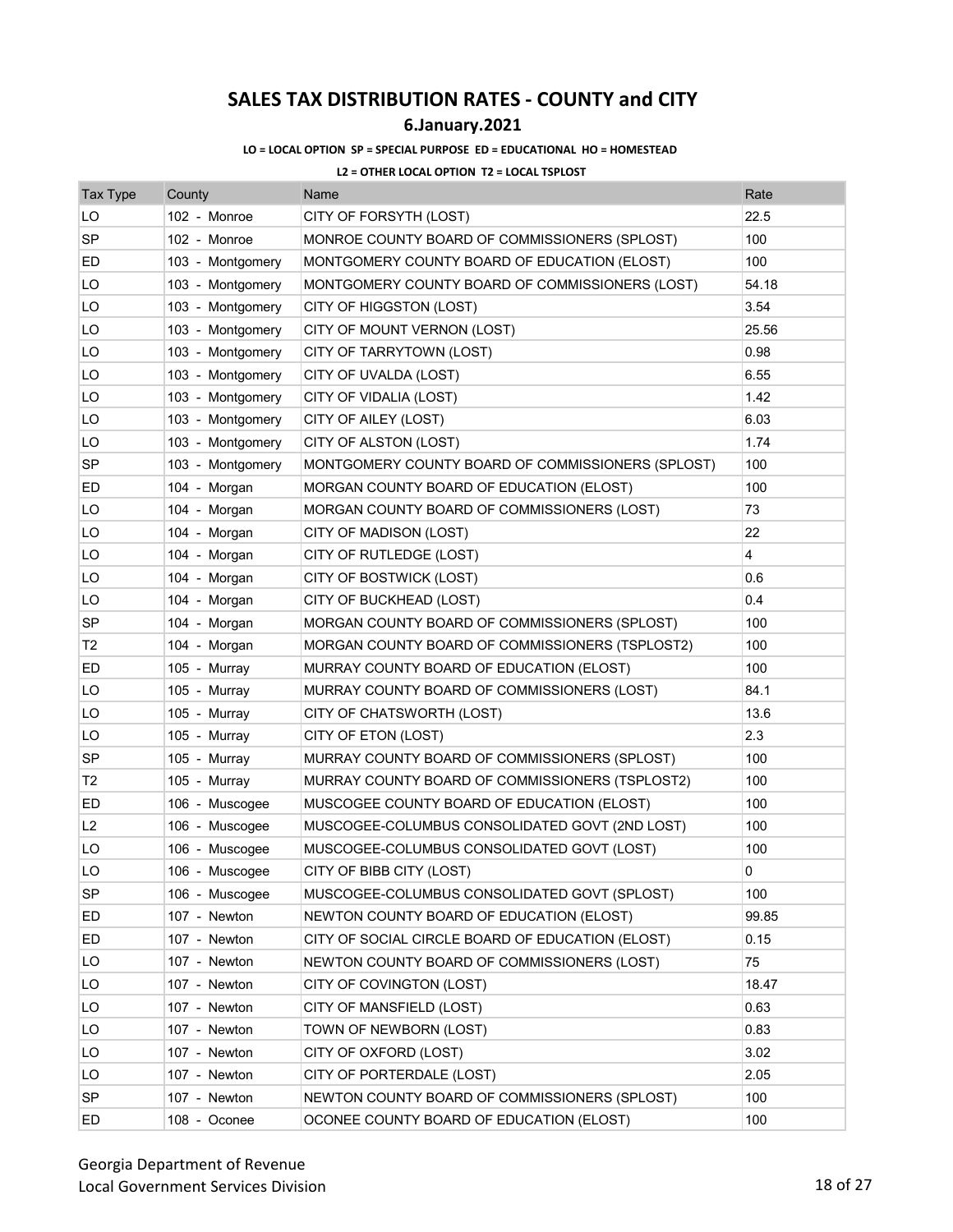# SALES TAX DISTRIBUTION RATES - COUNTY and CITY

## 6.January.2021

**LO = LOCAL OPTION SP = SPECIAL PURPOSE ED = EDUCATIONAL HO = HOMESTEAD**

**L2 = OTHER LOCAL OPTION T2 = LOCAL TSPLOST**

| Tax Type | County | Name | Rate |
|---|---|---|---|
| LO | 102 - Monroe | CITY OF FORSYTH (LOST) | 22.5 |
| SP | 102 - Monroe | MONROE COUNTY BOARD OF COMMISSIONERS (SPLOST) | 100 |
| ED | 103 - Montgomery | MONTGOMERY COUNTY BOARD OF EDUCATION (ELOST) | 100 |
| LO | 103 - Montgomery | MONTGOMERY COUNTY BOARD OF COMMISSIONERS (LOST) | 54.18 |
| LO | 103 - Montgomery | CITY OF HIGGSTON (LOST) | 3.54 |
| LO | 103 - Montgomery | CITY OF MOUNT VERNON (LOST) | 25.56 |
| LO | 103 - Montgomery | CITY OF TARRYTOWN (LOST) | 0.98 |
| LO | 103 - Montgomery | CITY OF UVALDA (LOST) | 6.55 |
| LO | 103 - Montgomery | CITY OF VIDALIA (LOST) | 1.42 |
| LO | 103 - Montgomery | CITY OF AILEY (LOST) | 6.03 |
| LO | 103 - Montgomery | CITY OF ALSTON (LOST) | 1.74 |
| SP | 103 - Montgomery | MONTGOMERY COUNTY BOARD OF COMMISSIONERS (SPLOST) | 100 |
| ED | 104 - Morgan | MORGAN COUNTY BOARD OF EDUCATION (ELOST) | 100 |
| LO | 104 - Morgan | MORGAN COUNTY BOARD OF COMMISSIONERS (LOST) | 73 |
| LO | 104 - Morgan | CITY OF MADISON (LOST) | 22 |
| LO | 104 - Morgan | CITY OF RUTLEDGE (LOST) | 4 |
| LO | 104 - Morgan | CITY OF BOSTWICK (LOST) | 0.6 |
| LO | 104 - Morgan | CITY OF BUCKHEAD (LOST) | 0.4 |
| SP | 104 - Morgan | MORGAN COUNTY BOARD OF COMMISSIONERS (SPLOST) | 100 |
| T2 | 104 - Morgan | MORGAN COUNTY BOARD OF COMMISSIONERS (TSPLOST2) | 100 |
| ED | 105 - Murray | MURRAY COUNTY BOARD OF EDUCATION (ELOST) | 100 |
| LO | 105 - Murray | MURRAY COUNTY BOARD OF COMMISSIONERS (LOST) | 84.1 |
| LO | 105 - Murray | CITY OF CHATSWORTH (LOST) | 13.6 |
| LO | 105 - Murray | CITY OF ETON (LOST) | 2.3 |
| SP | 105 - Murray | MURRAY COUNTY BOARD OF COMMISSIONERS (SPLOST) | 100 |
| T2 | 105 - Murray | MURRAY COUNTY BOARD OF COMMISSIONERS (TSPLOST2) | 100 |
| ED | 106 - Muscogee | MUSCOGEE COUNTY BOARD OF EDUCATION (ELOST) | 100 |
| L2 | 106 - Muscogee | MUSCOGEE-COLUMBUS CONSOLIDATED GOVT (2ND LOST) | 100 |
| LO | 106 - Muscogee | MUSCOGEE-COLUMBUS CONSOLIDATED GOVT (LOST) | 100 |
| LO | 106 - Muscogee | CITY OF BIBB CITY (LOST) | 0 |
| SP | 106 - Muscogee | MUSCOGEE-COLUMBUS CONSOLIDATED GOVT (SPLOST) | 100 |
| ED | 107 - Newton | NEWTON COUNTY BOARD OF EDUCATION (ELOST) | 99.85 |
| ED | 107 - Newton | CITY OF SOCIAL CIRCLE BOARD OF EDUCATION (ELOST) | 0.15 |
| LO | 107 - Newton | NEWTON COUNTY BOARD OF COMMISSIONERS (LOST) | 75 |
| LO | 107 - Newton | CITY OF COVINGTON (LOST) | 18.47 |
| LO | 107 - Newton | CITY OF MANSFIELD (LOST) | 0.63 |
| LO | 107 - Newton | TOWN OF NEWBORN (LOST) | 0.83 |
| LO | 107 - Newton | CITY OF OXFORD (LOST) | 3.02 |
| LO | 107 - Newton | CITY OF PORTERDALE (LOST) | 2.05 |
| SP | 107 - Newton | NEWTON COUNTY BOARD OF COMMISSIONERS (SPLOST) | 100 |
| ED | 108 - Oconee | OCONEE COUNTY BOARD OF EDUCATION (ELOST) | 100 |

Georgia Department of Revenue
Local Government Services Division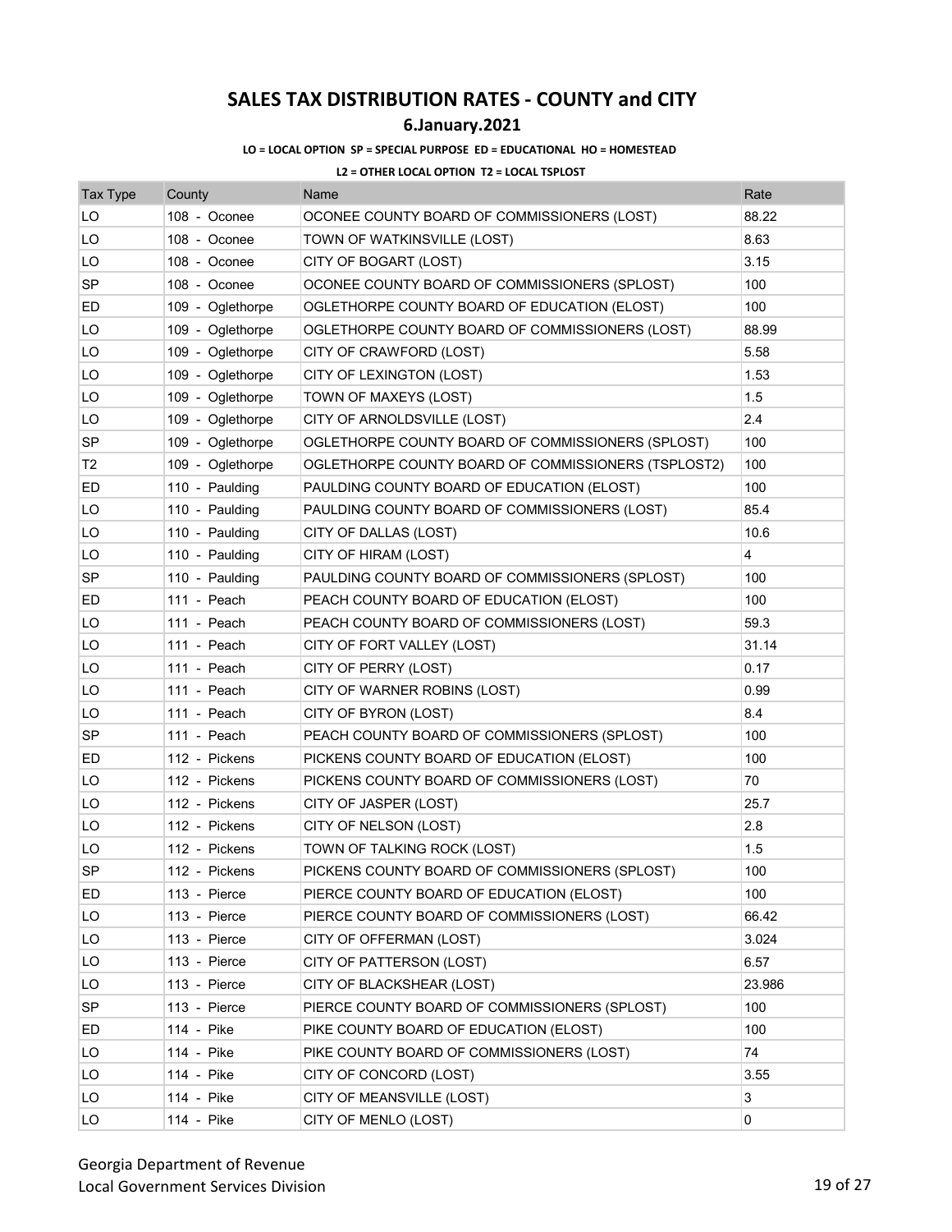# SALES TAX DISTRIBUTION RATES - COUNTY and CITY

## 6.January.2021

**LO = LOCAL OPTION SP = SPECIAL PURPOSE ED = EDUCATIONAL HO = HOMESTEAD**

**L2 = OTHER LOCAL OPTION T2 = LOCAL TSPLOST**

| Tax Type | County | Name | Rate |
|---|---|---|---|
| LO | 108 - Oconee | OCONEE COUNTY BOARD OF COMMISSIONERS (LOST) | 88.22 |
| LO | 108 - Oconee | TOWN OF WATKINSVILLE (LOST) | 8.63 |
| LO | 108 - Oconee | CITY OF BOGART (LOST) | 3.15 |
| SP | 108 - Oconee | OCONEE COUNTY BOARD OF COMMISSIONERS (SPLOST) | 100 |
| ED | 109 - Oglethorpe | OGLETHORPE COUNTY BOARD OF EDUCATION (ELOST) | 100 |
| LO | 109 - Oglethorpe | OGLETHORPE COUNTY BOARD OF COMMISSIONERS (LOST) | 88.99 |
| LO | 109 - Oglethorpe | CITY OF CRAWFORD (LOST) | 5.58 |
| LO | 109 - Oglethorpe | CITY OF LEXINGTON (LOST) | 1.53 |
| LO | 109 - Oglethorpe | TOWN OF MAXEYS (LOST) | 1.5 |
| LO | 109 - Oglethorpe | CITY OF ARNOLDSVILLE (LOST) | 2.4 |
| SP | 109 - Oglethorpe | OGLETHORPE COUNTY BOARD OF COMMISSIONERS (SPLOST) | 100 |
| T2 | 109 - Oglethorpe | OGLETHORPE COUNTY BOARD OF COMMISSIONERS (TSPLOST2) | 100 |
| ED | 110 - Paulding | PAULDING COUNTY BOARD OF EDUCATION (ELOST) | 100 |
| LO | 110 - Paulding | PAULDING COUNTY BOARD OF COMMISSIONERS (LOST) | 85.4 |
| LO | 110 - Paulding | CITY OF DALLAS (LOST) | 10.6 |
| LO | 110 - Paulding | CITY OF HIRAM (LOST) | 4 |
| SP | 110 - Paulding | PAULDING COUNTY BOARD OF COMMISSIONERS (SPLOST) | 100 |
| ED | 111 - Peach | PEACH COUNTY BOARD OF EDUCATION (ELOST) | 100 |
| LO | 111 - Peach | PEACH COUNTY BOARD OF COMMISSIONERS (LOST) | 59.3 |
| LO | 111 - Peach | CITY OF FORT VALLEY (LOST) | 31.14 |
| LO | 111 - Peach | CITY OF PERRY (LOST) | 0.17 |
| LO | 111 - Peach | CITY OF WARNER ROBINS (LOST) | 0.99 |
| LO | 111 - Peach | CITY OF BYRON (LOST) | 8.4 |
| SP | 111 - Peach | PEACH COUNTY BOARD OF COMMISSIONERS (SPLOST) | 100 |
| ED | 112 - Pickens | PICKENS COUNTY BOARD OF EDUCATION (ELOST) | 100 |
| LO | 112 - Pickens | PICKENS COUNTY BOARD OF COMMISSIONERS (LOST) | 70 |
| LO | 112 - Pickens | CITY OF JASPER (LOST) | 25.7 |
| LO | 112 - Pickens | CITY OF NELSON (LOST) | 2.8 |
| LO | 112 - Pickens | TOWN OF TALKING ROCK (LOST) | 1.5 |
| SP | 112 - Pickens | PICKENS COUNTY BOARD OF COMMISSIONERS (SPLOST) | 100 |
| ED | 113 - Pierce | PIERCE COUNTY BOARD OF EDUCATION (ELOST) | 100 |
| LO | 113 - Pierce | PIERCE COUNTY BOARD OF COMMISSIONERS (LOST) | 66.42 |
| LO | 113 - Pierce | CITY OF OFFERMAN (LOST) | 3.024 |
| LO | 113 - Pierce | CITY OF PATTERSON (LOST) | 6.57 |
| LO | 113 - Pierce | CITY OF BLACKSHEAR (LOST) | 23.986 |
| SP | 113 - Pierce | PIERCE COUNTY BOARD OF COMMISSIONERS (SPLOST) | 100 |
| ED | 114 - Pike | PIKE COUNTY BOARD OF EDUCATION (ELOST) | 100 |
| LO | 114 - Pike | PIKE COUNTY BOARD OF COMMISSIONERS (LOST) | 74 |
| LO | 114 - Pike | CITY OF CONCORD (LOST) | 3.55 |
| LO | 114 - Pike | CITY OF MEANSVILLE (LOST) | 3 |
| LO | 114 - Pike | CITY OF MENLO (LOST) | 0 |

Georgia Department of Revenue
Local Government Services Division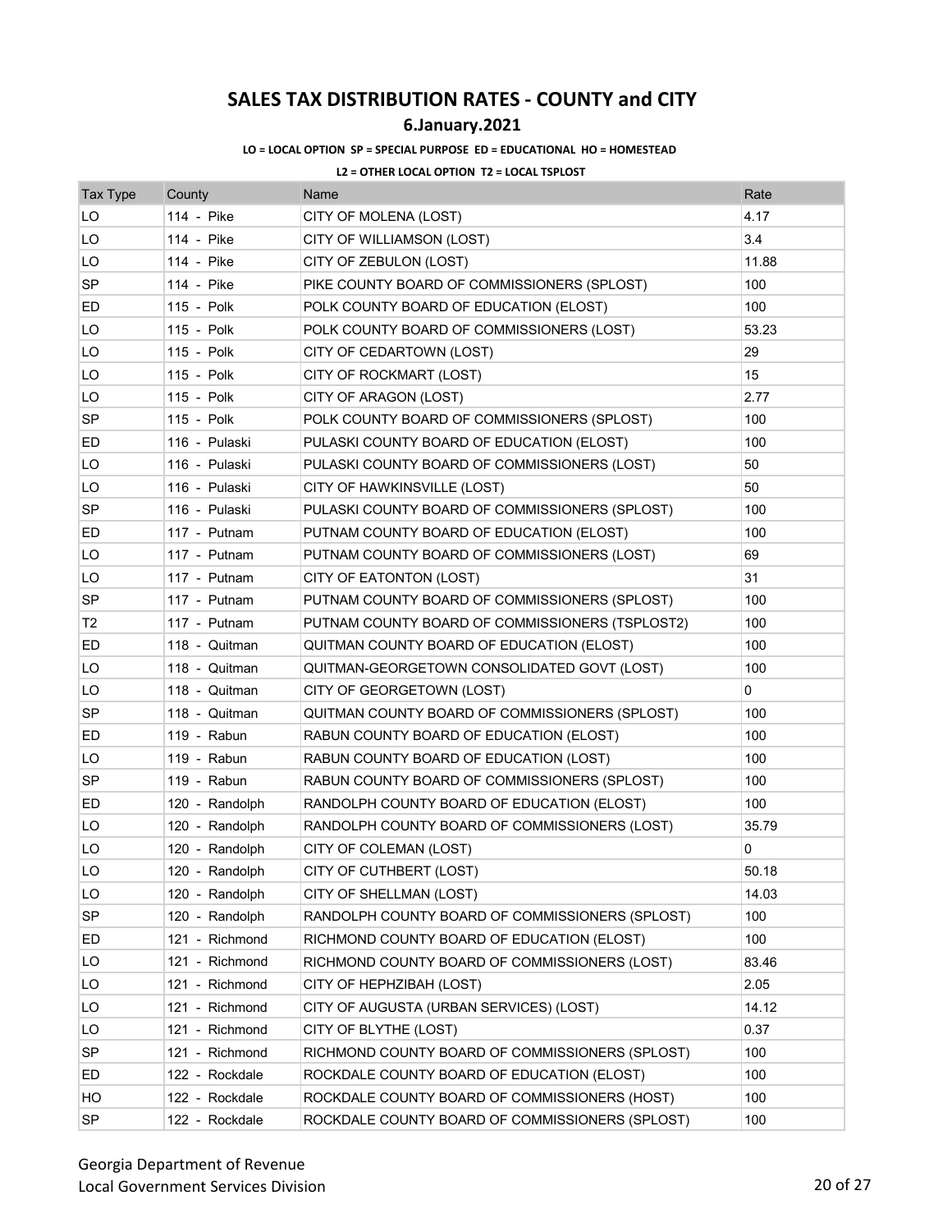# SALES TAX DISTRIBUTION RATES - COUNTY and CITY

## 6.January.2021

**LO = LOCAL OPTION SP = SPECIAL PURPOSE ED = EDUCATIONAL HO = HOMESTEAD**

**L2 = OTHER LOCAL OPTION T2 = LOCAL TSPLOST**

| Tax Type | County | Name | Rate |
|---|---|---|---|
| LO | 114 - Pike | CITY OF MOLENA (LOST) | 4.17 |
| LO | 114 - Pike | CITY OF WILLIAMSON (LOST) | 3.4 |
| LO | 114 - Pike | CITY OF ZEBULON (LOST) | 11.88 |
| SP | 114 - Pike | PIKE COUNTY BOARD OF COMMISSIONERS (SPLOST) | 100 |
| ED | 115 - Polk | POLK COUNTY BOARD OF EDUCATION (ELOST) | 100 |
| LO | 115 - Polk | POLK COUNTY BOARD OF COMMISSIONERS (LOST) | 53.23 |
| LO | 115 - Polk | CITY OF CEDARTOWN (LOST) | 29 |
| LO | 115 - Polk | CITY OF ROCKMART (LOST) | 15 |
| LO | 115 - Polk | CITY OF ARAGON (LOST) | 2.77 |
| SP | 115 - Polk | POLK COUNTY BOARD OF COMMISSIONERS (SPLOST) | 100 |
| ED | 116 - Pulaski | PULASKI COUNTY BOARD OF EDUCATION (ELOST) | 100 |
| LO | 116 - Pulaski | PULASKI COUNTY BOARD OF COMMISSIONERS (LOST) | 50 |
| LO | 116 - Pulaski | CITY OF HAWKINSVILLE (LOST) | 50 |
| SP | 116 - Pulaski | PULASKI COUNTY BOARD OF COMMISSIONERS (SPLOST) | 100 |
| ED | 117 - Putnam | PUTNAM COUNTY BOARD OF EDUCATION (ELOST) | 100 |
| LO | 117 - Putnam | PUTNAM COUNTY BOARD OF COMMISSIONERS (LOST) | 69 |
| LO | 117 - Putnam | CITY OF EATONTON (LOST) | 31 |
| SP | 117 - Putnam | PUTNAM COUNTY BOARD OF COMMISSIONERS (SPLOST) | 100 |
| T2 | 117 - Putnam | PUTNAM COUNTY BOARD OF COMMISSIONERS (TSPLOST2) | 100 |
| ED | 118 - Quitman | QUITMAN COUNTY BOARD OF EDUCATION (ELOST) | 100 |
| LO | 118 - Quitman | QUITMAN-GEORGETOWN CONSOLIDATED GOVT (LOST) | 100 |
| LO | 118 - Quitman | CITY OF GEORGETOWN (LOST) | 0 |
| SP | 118 - Quitman | QUITMAN COUNTY BOARD OF COMMISSIONERS (SPLOST) | 100 |
| ED | 119 - Rabun | RABUN COUNTY BOARD OF EDUCATION (ELOST) | 100 |
| LO | 119 - Rabun | RABUN COUNTY BOARD OF EDUCATION (LOST) | 100 |
| SP | 119 - Rabun | RABUN COUNTY BOARD OF COMMISSIONERS (SPLOST) | 100 |
| ED | 120 - Randolph | RANDOLPH COUNTY BOARD OF EDUCATION (ELOST) | 100 |
| LO | 120 - Randolph | RANDOLPH COUNTY BOARD OF COMMISSIONERS (LOST) | 35.79 |
| LO | 120 - Randolph | CITY OF COLEMAN (LOST) | 0 |
| LO | 120 - Randolph | CITY OF CUTHBERT (LOST) | 50.18 |
| LO | 120 - Randolph | CITY OF SHELLMAN (LOST) | 14.03 |
| SP | 120 - Randolph | RANDOLPH COUNTY BOARD OF COMMISSIONERS (SPLOST) | 100 |
| ED | 121 - Richmond | RICHMOND COUNTY BOARD OF EDUCATION (ELOST) | 100 |
| LO | 121 - Richmond | RICHMOND COUNTY BOARD OF COMMISSIONERS (LOST) | 83.46 |
| LO | 121 - Richmond | CITY OF HEPHZIBAH (LOST) | 2.05 |
| LO | 121 - Richmond | CITY OF AUGUSTA (URBAN SERVICES) (LOST) | 14.12 |
| LO | 121 - Richmond | CITY OF BLYTHE (LOST) | 0.37 |
| SP | 121 - Richmond | RICHMOND COUNTY BOARD OF COMMISSIONERS (SPLOST) | 100 |
| ED | 122 - Rockdale | ROCKDALE COUNTY BOARD OF EDUCATION (ELOST) | 100 |
| HO | 122 - Rockdale | ROCKDALE COUNTY BOARD OF COMMISSIONERS (HOST) | 100 |
| SP | 122 - Rockdale | ROCKDALE COUNTY BOARD OF COMMISSIONERS (SPLOST) | 100 |

Georgia Department of Revenue
Local Government Services Division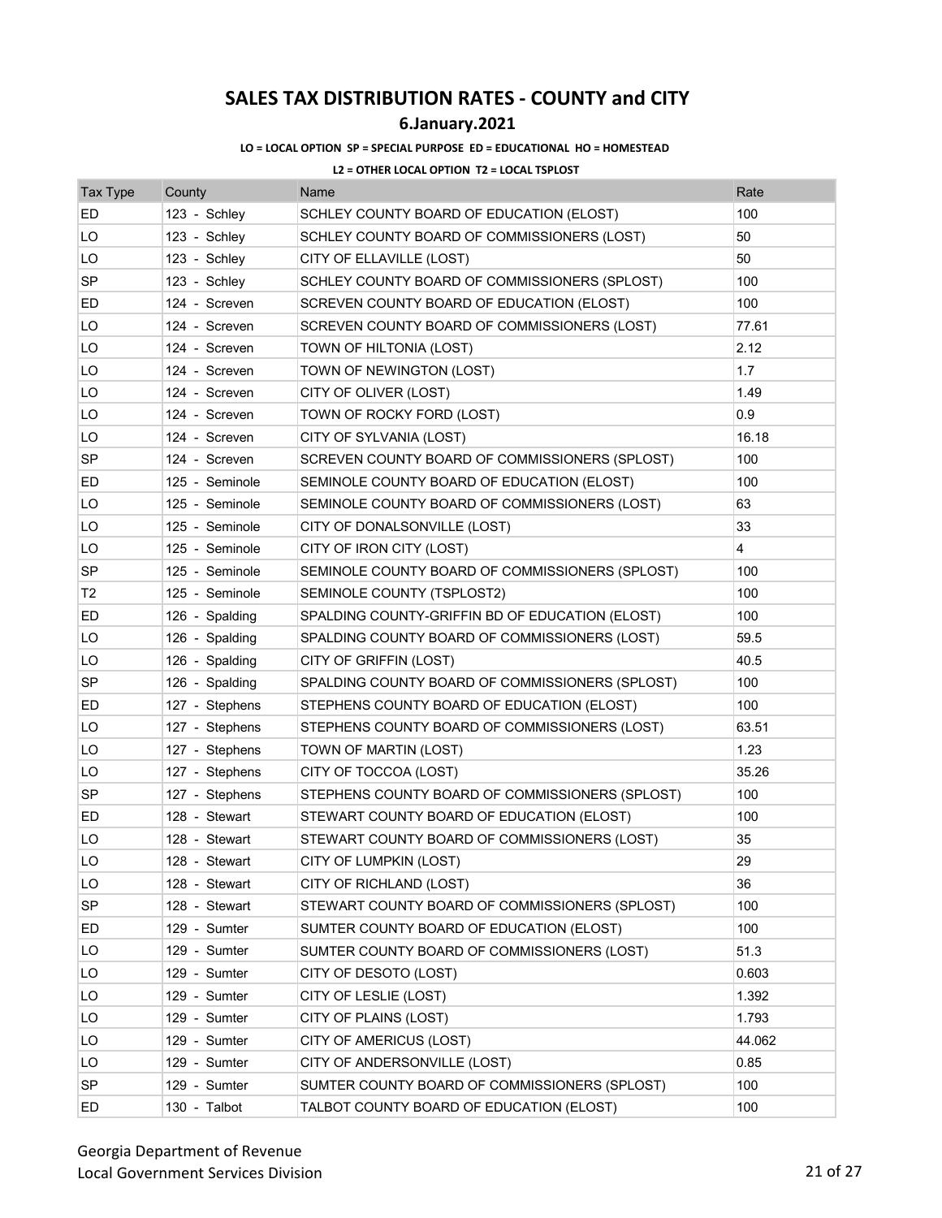# SALES TAX DISTRIBUTION RATES - COUNTY and CITY

## 6.January.2021

**LO = LOCAL OPTION SP = SPECIAL PURPOSE ED = EDUCATIONAL HO = HOMESTEAD**

**L2 = OTHER LOCAL OPTION T2 = LOCAL TSPLOST**

| Tax Type | County | Name | Rate |
|---|---|---|---|
| ED | 123 - Schley | SCHLEY COUNTY BOARD OF EDUCATION (ELOST) | 100 |
| LO | 123 - Schley | SCHLEY COUNTY BOARD OF COMMISSIONERS (LOST) | 50 |
| LO | 123 - Schley | CITY OF ELLAVILLE (LOST) | 50 |
| SP | 123 - Schley | SCHLEY COUNTY BOARD OF COMMISSIONERS (SPLOST) | 100 |
| ED | 124 - Screven | SCREVEN COUNTY BOARD OF EDUCATION (ELOST) | 100 |
| LO | 124 - Screven | SCREVEN COUNTY BOARD OF COMMISSIONERS (LOST) | 77.61 |
| LO | 124 - Screven | TOWN OF HILTONIA (LOST) | 2.12 |
| LO | 124 - Screven | TOWN OF NEWINGTON (LOST) | 1.7 |
| LO | 124 - Screven | CITY OF OLIVER (LOST) | 1.49 |
| LO | 124 - Screven | TOWN OF ROCKY FORD (LOST) | 0.9 |
| LO | 124 - Screven | CITY OF SYLVANIA (LOST) | 16.18 |
| SP | 124 - Screven | SCREVEN COUNTY BOARD OF COMMISSIONERS (SPLOST) | 100 |
| ED | 125 - Seminole | SEMINOLE COUNTY BOARD OF EDUCATION (ELOST) | 100 |
| LO | 125 - Seminole | SEMINOLE COUNTY BOARD OF COMMISSIONERS (LOST) | 63 |
| LO | 125 - Seminole | CITY OF DONALSONVILLE (LOST) | 33 |
| LO | 125 - Seminole | CITY OF IRON CITY (LOST) | 4 |
| SP | 125 - Seminole | SEMINOLE COUNTY BOARD OF COMMISSIONERS (SPLOST) | 100 |
| T2 | 125 - Seminole | SEMINOLE COUNTY (TSPLOST2) | 100 |
| ED | 126 - Spalding | SPALDING COUNTY-GRIFFIN BD OF EDUCATION (ELOST) | 100 |
| LO | 126 - Spalding | SPALDING COUNTY BOARD OF COMMISSIONERS (LOST) | 59.5 |
| LO | 126 - Spalding | CITY OF GRIFFIN (LOST) | 40.5 |
| SP | 126 - Spalding | SPALDING COUNTY BOARD OF COMMISSIONERS (SPLOST) | 100 |
| ED | 127 - Stephens | STEPHENS COUNTY BOARD OF EDUCATION (ELOST) | 100 |
| LO | 127 - Stephens | STEPHENS COUNTY BOARD OF COMMISSIONERS (LOST) | 63.51 |
| LO | 127 - Stephens | TOWN OF MARTIN (LOST) | 1.23 |
| LO | 127 - Stephens | CITY OF TOCCOA (LOST) | 35.26 |
| SP | 127 - Stephens | STEPHENS COUNTY BOARD OF COMMISSIONERS (SPLOST) | 100 |
| ED | 128 - Stewart | STEWART COUNTY BOARD OF EDUCATION (ELOST) | 100 |
| LO | 128 - Stewart | STEWART COUNTY BOARD OF COMMISSIONERS (LOST) | 35 |
| LO | 128 - Stewart | CITY OF LUMPKIN (LOST) | 29 |
| LO | 128 - Stewart | CITY OF RICHLAND (LOST) | 36 |
| SP | 128 - Stewart | STEWART COUNTY BOARD OF COMMISSIONERS (SPLOST) | 100 |
| ED | 129 - Sumter | SUMTER COUNTY BOARD OF EDUCATION (ELOST) | 100 |
| LO | 129 - Sumter | SUMTER COUNTY BOARD OF COMMISSIONERS (LOST) | 51.3 |
| LO | 129 - Sumter | CITY OF DESOTO (LOST) | 0.603 |
| LO | 129 - Sumter | CITY OF LESLIE (LOST) | 1.392 |
| LO | 129 - Sumter | CITY OF PLAINS (LOST) | 1.793 |
| LO | 129 - Sumter | CITY OF AMERICUS (LOST) | 44.062 |
| LO | 129 - Sumter | CITY OF ANDERSONVILLE (LOST) | 0.85 |
| SP | 129 - Sumter | SUMTER COUNTY BOARD OF COMMISSIONERS (SPLOST) | 100 |
| ED | 130 - Talbot | TALBOT COUNTY BOARD OF EDUCATION (ELOST) | 100 |

Georgia Department of Revenue
Local Government Services Division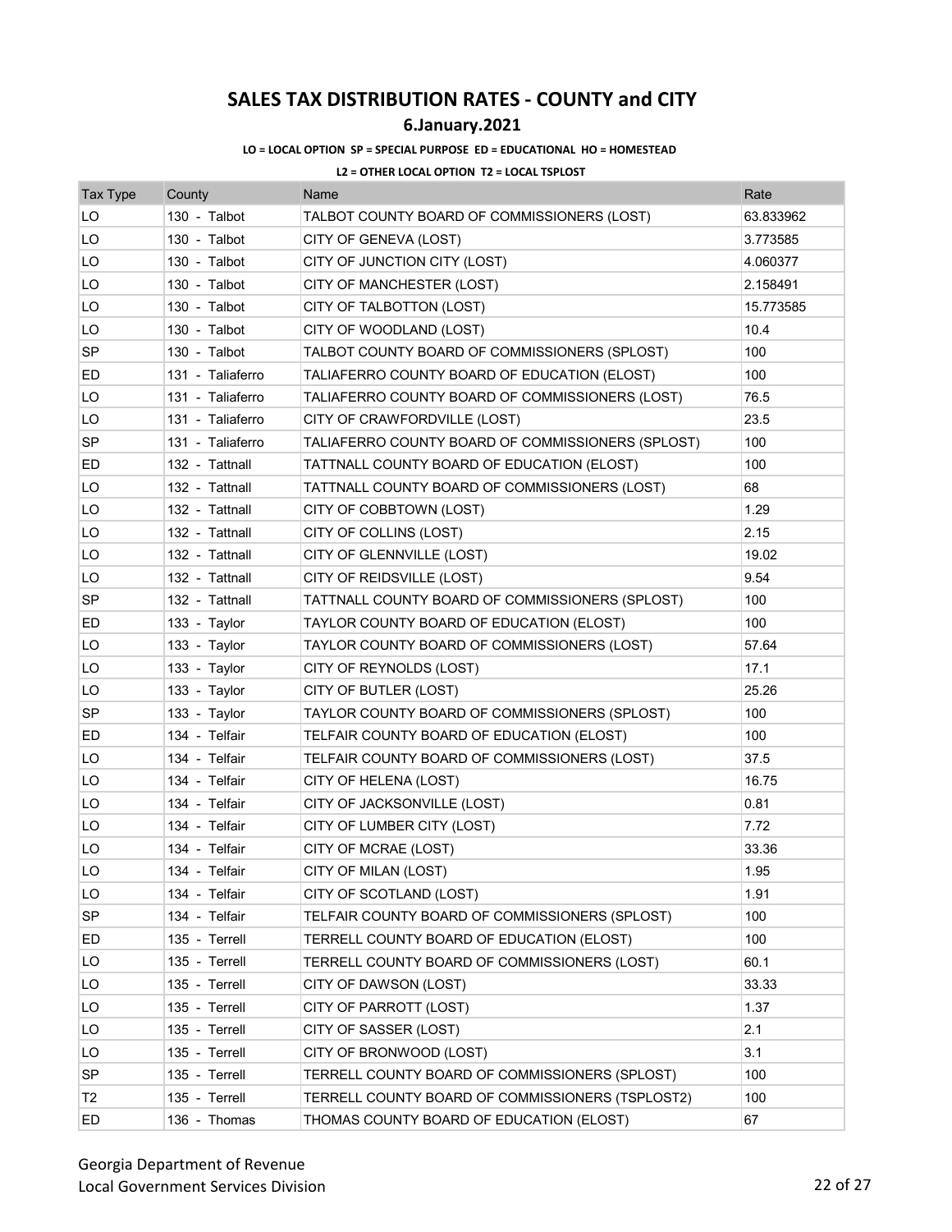# SALES TAX DISTRIBUTION RATES - COUNTY and CITY

## 6.January.2021

**LO = LOCAL OPTION SP = SPECIAL PURPOSE ED = EDUCATIONAL HO = HOMESTEAD**

**L2 = OTHER LOCAL OPTION T2 = LOCAL TSPLOST**

| Tax Type | County | Name | Rate |
|---|---|---|---|
| LO | 130 - Talbot | TALBOT COUNTY BOARD OF COMMISSIONERS (LOST) | 63.833962 |
| LO | 130 - Talbot | CITY OF GENEVA (LOST) | 3.773585 |
| LO | 130 - Talbot | CITY OF JUNCTION CITY (LOST) | 4.060377 |
| LO | 130 - Talbot | CITY OF MANCHESTER (LOST) | 2.158491 |
| LO | 130 - Talbot | CITY OF TALBOTTON (LOST) | 15.773585 |
| LO | 130 - Talbot | CITY OF WOODLAND (LOST) | 10.4 |
| SP | 130 - Talbot | TALBOT COUNTY BOARD OF COMMISSIONERS (SPLOST) | 100 |
| ED | 131 - Taliaferro | TALIAFERRO COUNTY BOARD OF EDUCATION (ELOST) | 100 |
| LO | 131 - Taliaferro | TALIAFERRO COUNTY BOARD OF COMMISSIONERS (LOST) | 76.5 |
| LO | 131 - Taliaferro | CITY OF CRAWFORDVILLE (LOST) | 23.5 |
| SP | 131 - Taliaferro | TALIAFERRO COUNTY BOARD OF COMMISSIONERS (SPLOST) | 100 |
| ED | 132 - Tattnall | TATTNALL COUNTY BOARD OF EDUCATION (ELOST) | 100 |
| LO | 132 - Tattnall | TATTNALL COUNTY BOARD OF COMMISSIONERS (LOST) | 68 |
| LO | 132 - Tattnall | CITY OF COBBTOWN (LOST) | 1.29 |
| LO | 132 - Tattnall | CITY OF COLLINS (LOST) | 2.15 |
| LO | 132 - Tattnall | CITY OF GLENNVILLE (LOST) | 19.02 |
| LO | 132 - Tattnall | CITY OF REIDSVILLE (LOST) | 9.54 |
| SP | 132 - Tattnall | TATTNALL COUNTY BOARD OF COMMISSIONERS (SPLOST) | 100 |
| ED | 133 - Taylor | TAYLOR COUNTY BOARD OF EDUCATION (ELOST) | 100 |
| LO | 133 - Taylor | TAYLOR COUNTY BOARD OF COMMISSIONERS (LOST) | 57.64 |
| LO | 133 - Taylor | CITY OF REYNOLDS (LOST) | 17.1 |
| LO | 133 - Taylor | CITY OF BUTLER (LOST) | 25.26 |
| SP | 133 - Taylor | TAYLOR COUNTY BOARD OF COMMISSIONERS (SPLOST) | 100 |
| ED | 134 - Telfair | TELFAIR COUNTY BOARD OF EDUCATION (ELOST) | 100 |
| LO | 134 - Telfair | TELFAIR COUNTY BOARD OF COMMISSIONERS (LOST) | 37.5 |
| LO | 134 - Telfair | CITY OF HELENA (LOST) | 16.75 |
| LO | 134 - Telfair | CITY OF JACKSONVILLE (LOST) | 0.81 |
| LO | 134 - Telfair | CITY OF LUMBER CITY (LOST) | 7.72 |
| LO | 134 - Telfair | CITY OF MCRAE (LOST) | 33.36 |
| LO | 134 - Telfair | CITY OF MILAN (LOST) | 1.95 |
| LO | 134 - Telfair | CITY OF SCOTLAND (LOST) | 1.91 |
| SP | 134 - Telfair | TELFAIR COUNTY BOARD OF COMMISSIONERS (SPLOST) | 100 |
| ED | 135 - Terrell | TERRELL COUNTY BOARD OF EDUCATION (ELOST) | 100 |
| LO | 135 - Terrell | TERRELL COUNTY BOARD OF COMMISSIONERS (LOST) | 60.1 |
| LO | 135 - Terrell | CITY OF DAWSON (LOST) | 33.33 |
| LO | 135 - Terrell | CITY OF PARROTT (LOST) | 1.37 |
| LO | 135 - Terrell | CITY OF SASSER (LOST) | 2.1 |
| LO | 135 - Terrell | CITY OF BRONWOOD (LOST) | 3.1 |
| SP | 135 - Terrell | TERRELL COUNTY BOARD OF COMMISSIONERS (SPLOST) | 100 |
| T2 | 135 - Terrell | TERRELL COUNTY BOARD OF COMMISSIONERS (TSPLOST2) | 100 |
| ED | 136 - Thomas | THOMAS COUNTY BOARD OF EDUCATION (ELOST) | 67 |

Georgia Department of Revenue
Local Government Services Division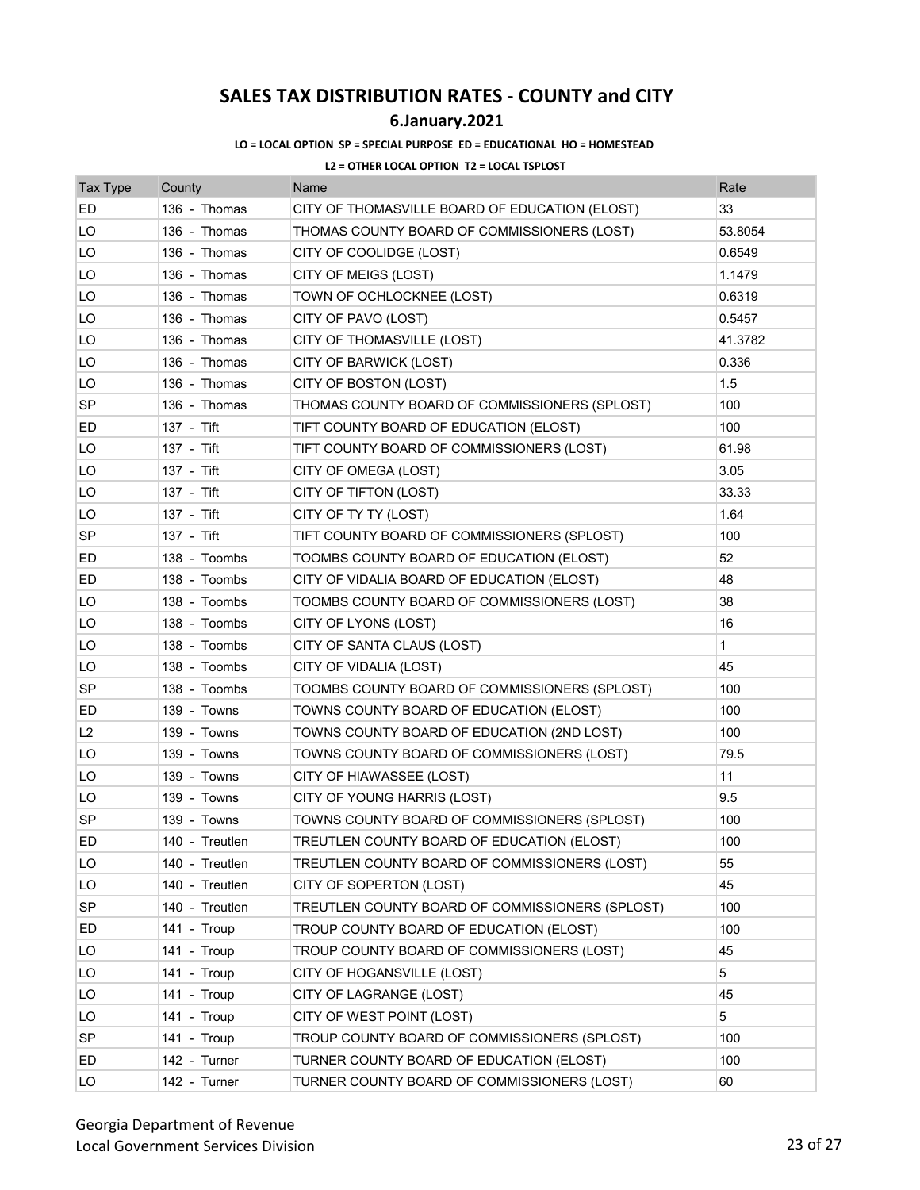# SALES TAX DISTRIBUTION RATES - COUNTY and CITY

## 6.January.2021

**LO = LOCAL OPTION SP = SPECIAL PURPOSE ED = EDUCATIONAL HO = HOMESTEAD**

**L2 = OTHER LOCAL OPTION T2 = LOCAL TSPLOST**

| Tax Type | County | Name | Rate |
|---|---|---|---|
| ED | 136 - Thomas | CITY OF THOMASVILLE BOARD OF EDUCATION (ELOST) | 33 |
| LO | 136 - Thomas | THOMAS COUNTY BOARD OF COMMISSIONERS (LOST) | 53.8054 |
| LO | 136 - Thomas | CITY OF COOLIDGE (LOST) | 0.6549 |
| LO | 136 - Thomas | CITY OF MEIGS (LOST) | 1.1479 |
| LO | 136 - Thomas | TOWN OF OCHLOCKNEE (LOST) | 0.6319 |
| LO | 136 - Thomas | CITY OF PAVO (LOST) | 0.5457 |
| LO | 136 - Thomas | CITY OF THOMASVILLE (LOST) | 41.3782 |
| LO | 136 - Thomas | CITY OF BARWICK (LOST) | 0.336 |
| LO | 136 - Thomas | CITY OF BOSTON (LOST) | 1.5 |
| SP | 136 - Thomas | THOMAS COUNTY BOARD OF COMMISSIONERS (SPLOST) | 100 |
| ED | 137 - Tift | TIFT COUNTY BOARD OF EDUCATION (ELOST) | 100 |
| LO | 137 - Tift | TIFT COUNTY BOARD OF COMMISSIONERS (LOST) | 61.98 |
| LO | 137 - Tift | CITY OF OMEGA (LOST) | 3.05 |
| LO | 137 - Tift | CITY OF TIFTON (LOST) | 33.33 |
| LO | 137 - Tift | CITY OF TY TY (LOST) | 1.64 |
| SP | 137 - Tift | TIFT COUNTY BOARD OF COMMISSIONERS (SPLOST) | 100 |
| ED | 138 - Toombs | TOOMBS COUNTY BOARD OF EDUCATION (ELOST) | 52 |
| ED | 138 - Toombs | CITY OF VIDALIA BOARD OF EDUCATION (ELOST) | 48 |
| LO | 138 - Toombs | TOOMBS COUNTY BOARD OF COMMISSIONERS (LOST) | 38 |
| LO | 138 - Toombs | CITY OF LYONS (LOST) | 16 |
| LO | 138 - Toombs | CITY OF SANTA CLAUS (LOST) | 1 |
| LO | 138 - Toombs | CITY OF VIDALIA (LOST) | 45 |
| SP | 138 - Toombs | TOOMBS COUNTY BOARD OF COMMISSIONERS (SPLOST) | 100 |
| ED | 139 - Towns | TOWNS COUNTY BOARD OF EDUCATION (ELOST) | 100 |
| L2 | 139 - Towns | TOWNS COUNTY BOARD OF EDUCATION (2ND LOST) | 100 |
| LO | 139 - Towns | TOWNS COUNTY BOARD OF COMMISSIONERS (LOST) | 79.5 |
| LO | 139 - Towns | CITY OF HIAWASSEE (LOST) | 11 |
| LO | 139 - Towns | CITY OF YOUNG HARRIS (LOST) | 9.5 |
| SP | 139 - Towns | TOWNS COUNTY BOARD OF COMMISSIONERS (SPLOST) | 100 |
| ED | 140 - Treutlen | TREUTLEN COUNTY BOARD OF EDUCATION (ELOST) | 100 |
| LO | 140 - Treutlen | TREUTLEN COUNTY BOARD OF COMMISSIONERS (LOST) | 55 |
| LO | 140 - Treutlen | CITY OF SOPERTON (LOST) | 45 |
| SP | 140 - Treutlen | TREUTLEN COUNTY BOARD OF COMMISSIONERS (SPLOST) | 100 |
| ED | 141 - Troup | TROUP COUNTY BOARD OF EDUCATION (ELOST) | 100 |
| LO | 141 - Troup | TROUP COUNTY BOARD OF COMMISSIONERS (LOST) | 45 |
| LO | 141 - Troup | CITY OF HOGANSVILLE (LOST) | 5 |
| LO | 141 - Troup | CITY OF LAGRANGE (LOST) | 45 |
| LO | 141 - Troup | CITY OF WEST POINT (LOST) | 5 |
| SP | 141 - Troup | TROUP COUNTY BOARD OF COMMISSIONERS (SPLOST) | 100 |
| ED | 142 - Turner | TURNER COUNTY BOARD OF EDUCATION (ELOST) | 100 |
| LO | 142 - Turner | TURNER COUNTY BOARD OF COMMISSIONERS (LOST) | 60 |

Georgia Department of Revenue
Local Government Services Division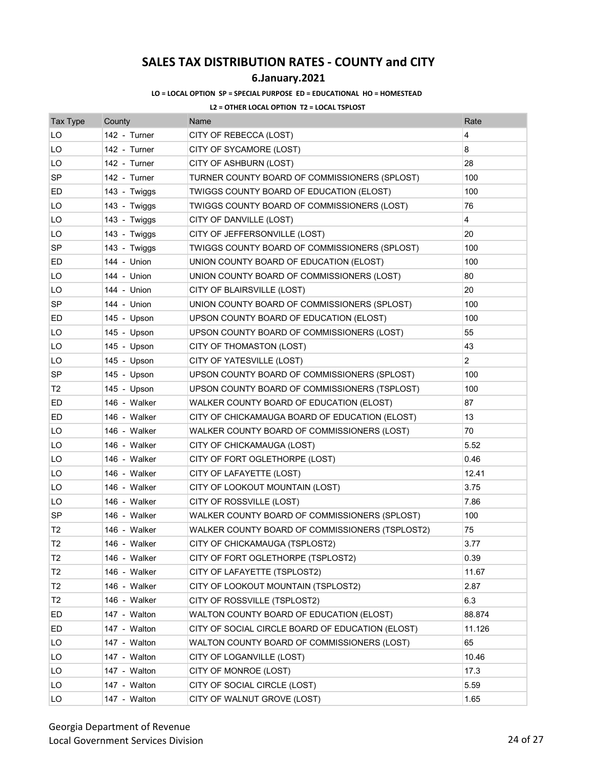# SALES TAX DISTRIBUTION RATES - COUNTY and CITY

## 6.January.2021

**LO = LOCAL OPTION SP = SPECIAL PURPOSE ED = EDUCATIONAL HO = HOMESTEAD**

**L2 = OTHER LOCAL OPTION T2 = LOCAL TSPLOST**

| Tax Type | County | Name | Rate |
|---|---|---|---|
| LO | 142 - Turner | CITY OF REBECCA (LOST) | 4 |
| LO | 142 - Turner | CITY OF SYCAMORE (LOST) | 8 |
| LO | 142 - Turner | CITY OF ASHBURN (LOST) | 28 |
| SP | 142 - Turner | TURNER COUNTY BOARD OF COMMISSIONERS (SPLOST) | 100 |
| ED | 143 - Twiggs | TWIGGS COUNTY BOARD OF EDUCATION (ELOST) | 100 |
| LO | 143 - Twiggs | TWIGGS COUNTY BOARD OF COMMISSIONERS (LOST) | 76 |
| LO | 143 - Twiggs | CITY OF DANVILLE (LOST) | 4 |
| LO | 143 - Twiggs | CITY OF JEFFERSONVILLE (LOST) | 20 |
| SP | 143 - Twiggs | TWIGGS COUNTY BOARD OF COMMISSIONERS (SPLOST) | 100 |
| ED | 144 - Union | UNION COUNTY BOARD OF EDUCATION (ELOST) | 100 |
| LO | 144 - Union | UNION COUNTY BOARD OF COMMISSIONERS (LOST) | 80 |
| LO | 144 - Union | CITY OF BLAIRSVILLE (LOST) | 20 |
| SP | 144 - Union | UNION COUNTY BOARD OF COMMISSIONERS (SPLOST) | 100 |
| ED | 145 - Upson | UPSON COUNTY BOARD OF EDUCATION (ELOST) | 100 |
| LO | 145 - Upson | UPSON COUNTY BOARD OF COMMISSIONERS (LOST) | 55 |
| LO | 145 - Upson | CITY OF THOMASTON (LOST) | 43 |
| LO | 145 - Upson | CITY OF YATESVILLE (LOST) | 2 |
| SP | 145 - Upson | UPSON COUNTY BOARD OF COMMISSIONERS (SPLOST) | 100 |
| T2 | 145 - Upson | UPSON COUNTY BOARD OF COMMISSIONERS (TSPLOST) | 100 |
| ED | 146 - Walker | WALKER COUNTY BOARD OF EDUCATION (ELOST) | 87 |
| ED | 146 - Walker | CITY OF CHICKAMAUGA BOARD OF EDUCATION (ELOST) | 13 |
| LO | 146 - Walker | WALKER COUNTY BOARD OF COMMISSIONERS (LOST) | 70 |
| LO | 146 - Walker | CITY OF CHICKAMAUGA (LOST) | 5.52 |
| LO | 146 - Walker | CITY OF FORT OGLETHORPE (LOST) | 0.46 |
| LO | 146 - Walker | CITY OF LAFAYETTE (LOST) | 12.41 |
| LO | 146 - Walker | CITY OF LOOKOUT MOUNTAIN (LOST) | 3.75 |
| LO | 146 - Walker | CITY OF ROSSVILLE (LOST) | 7.86 |
| SP | 146 - Walker | WALKER COUNTY BOARD OF COMMISSIONERS (SPLOST) | 100 |
| T2 | 146 - Walker | WALKER COUNTY BOARD OF COMMISSIONERS (TSPLOST2) | 75 |
| T2 | 146 - Walker | CITY OF CHICKAMAUGA (TSPLOST2) | 3.77 |
| T2 | 146 - Walker | CITY OF FORT OGLETHORPE (TSPLOST2) | 0.39 |
| T2 | 146 - Walker | CITY OF LAFAYETTE (TSPLOST2) | 11.67 |
| T2 | 146 - Walker | CITY OF LOOKOUT MOUNTAIN (TSPLOST2) | 2.87 |
| T2 | 146 - Walker | CITY OF ROSSVILLE (TSPLOST2) | 6.3 |
| ED | 147 - Walton | WALTON COUNTY BOARD OF EDUCATION (ELOST) | 88.874 |
| ED | 147 - Walton | CITY OF SOCIAL CIRCLE BOARD OF EDUCATION (ELOST) | 11.126 |
| LO | 147 - Walton | WALTON COUNTY BOARD OF COMMISSIONERS (LOST) | 65 |
| LO | 147 - Walton | CITY OF LOGANVILLE (LOST) | 10.46 |
| LO | 147 - Walton | CITY OF MONROE (LOST) | 17.3 |
| LO | 147 - Walton | CITY OF SOCIAL CIRCLE (LOST) | 5.59 |
| LO | 147 - Walton | CITY OF WALNUT GROVE (LOST) | 1.65 |

Georgia Department of Revenue
Local Government Services Division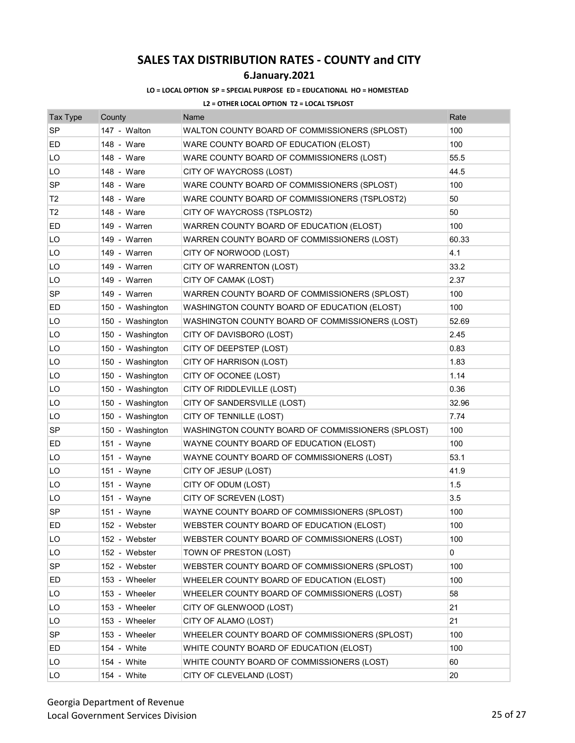# SALES TAX DISTRIBUTION RATES - COUNTY and CITY

## 6.January.2021

**LO = LOCAL OPTION SP = SPECIAL PURPOSE ED = EDUCATIONAL HO = HOMESTEAD**

**L2 = OTHER LOCAL OPTION T2 = LOCAL TSPLOST**

| Tax Type | County | Name | Rate |
|---|---|---|---|
| SP | 147 - Walton | WALTON COUNTY BOARD OF COMMISSIONERS (SPLOST) | 100 |
| ED | 148 - Ware | WARE COUNTY BOARD OF EDUCATION (ELOST) | 100 |
| LO | 148 - Ware | WARE COUNTY BOARD OF COMMISSIONERS (LOST) | 55.5 |
| LO | 148 - Ware | CITY OF WAYCROSS (LOST) | 44.5 |
| SP | 148 - Ware | WARE COUNTY BOARD OF COMMISSIONERS (SPLOST) | 100 |
| T2 | 148 - Ware | WARE COUNTY BOARD OF COMMISSIONERS (TSPLOST2) | 50 |
| T2 | 148 - Ware | CITY OF WAYCROSS (TSPLOST2) | 50 |
| ED | 149 - Warren | WARREN COUNTY BOARD OF EDUCATION (ELOST) | 100 |
| LO | 149 - Warren | WARREN COUNTY BOARD OF COMMISSIONERS (LOST) | 60.33 |
| LO | 149 - Warren | CITY OF NORWOOD (LOST) | 4.1 |
| LO | 149 - Warren | CITY OF WARRENTON (LOST) | 33.2 |
| LO | 149 - Warren | CITY OF CAMAK (LOST) | 2.37 |
| SP | 149 - Warren | WARREN COUNTY BOARD OF COMMISSIONERS (SPLOST) | 100 |
| ED | 150 - Washington | WASHINGTON COUNTY BOARD OF EDUCATION (ELOST) | 100 |
| LO | 150 - Washington | WASHINGTON COUNTY BOARD OF COMMISSIONERS (LOST) | 52.69 |
| LO | 150 - Washington | CITY OF DAVISBORO (LOST) | 2.45 |
| LO | 150 - Washington | CITY OF DEEPSTEP (LOST) | 0.83 |
| LO | 150 - Washington | CITY OF HARRISON (LOST) | 1.83 |
| LO | 150 - Washington | CITY OF OCONEE (LOST) | 1.14 |
| LO | 150 - Washington | CITY OF RIDDLEVILLE (LOST) | 0.36 |
| LO | 150 - Washington | CITY OF SANDERSVILLE (LOST) | 32.96 |
| LO | 150 - Washington | CITY OF TENNILLE (LOST) | 7.74 |
| SP | 150 - Washington | WASHINGTON COUNTY BOARD OF COMMISSIONERS (SPLOST) | 100 |
| ED | 151 - Wayne | WAYNE COUNTY BOARD OF EDUCATION (ELOST) | 100 |
| LO | 151 - Wayne | WAYNE COUNTY BOARD OF COMMISSIONERS (LOST) | 53.1 |
| LO | 151 - Wayne | CITY OF JESUP (LOST) | 41.9 |
| LO | 151 - Wayne | CITY OF ODUM (LOST) | 1.5 |
| LO | 151 - Wayne | CITY OF SCREVEN (LOST) | 3.5 |
| SP | 151 - Wayne | WAYNE COUNTY BOARD OF COMMISSIONERS (SPLOST) | 100 |
| ED | 152 - Webster | WEBSTER COUNTY BOARD OF EDUCATION (ELOST) | 100 |
| LO | 152 - Webster | WEBSTER COUNTY BOARD OF COMMISSIONERS (LOST) | 100 |
| LO | 152 - Webster | TOWN OF PRESTON (LOST) | 0 |
| SP | 152 - Webster | WEBSTER COUNTY BOARD OF COMMISSIONERS (SPLOST) | 100 |
| ED | 153 - Wheeler | WHEELER COUNTY BOARD OF EDUCATION (ELOST) | 100 |
| LO | 153 - Wheeler | WHEELER COUNTY BOARD OF COMMISSIONERS (LOST) | 58 |
| LO | 153 - Wheeler | CITY OF GLENWOOD (LOST) | 21 |
| LO | 153 - Wheeler | CITY OF ALAMO (LOST) | 21 |
| SP | 153 - Wheeler | WHEELER COUNTY BOARD OF COMMISSIONERS (SPLOST) | 100 |
| ED | 154 - White | WHITE COUNTY BOARD OF EDUCATION (ELOST) | 100 |
| LO | 154 - White | WHITE COUNTY BOARD OF COMMISSIONERS (LOST) | 60 |
| LO | 154 - White | CITY OF CLEVELAND (LOST) | 20 |

Georgia Department of Revenue
Local Government Services Division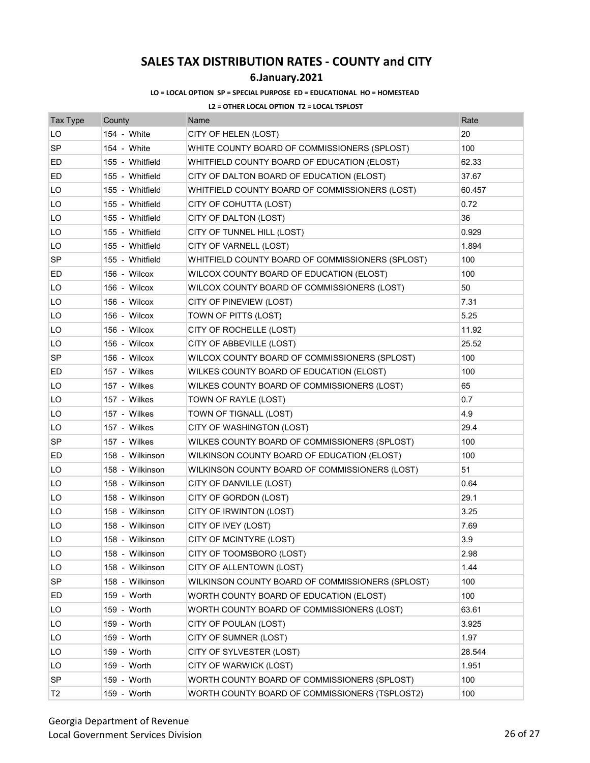# SALES TAX DISTRIBUTION RATES - COUNTY and CITY

## 6.January.2021

**LO = LOCAL OPTION SP = SPECIAL PURPOSE ED = EDUCATIONAL HO = HOMESTEAD**

**L2 = OTHER LOCAL OPTION T2 = LOCAL TSPLOST**

| Tax Type | County | Name | Rate |
|---|---|---|---|
| LO | 154 - White | CITY OF HELEN (LOST) | 20 |
| SP | 154 - White | WHITE COUNTY BOARD OF COMMISSIONERS (SPLOST) | 100 |
| ED | 155 - Whitfield | WHITFIELD COUNTY BOARD OF EDUCATION (ELOST) | 62.33 |
| ED | 155 - Whitfield | CITY OF DALTON BOARD OF EDUCATION (ELOST) | 37.67 |
| LO | 155 - Whitfield | WHITFIELD COUNTY BOARD OF COMMISSIONERS (LOST) | 60.457 |
| LO | 155 - Whitfield | CITY OF COHUTTA (LOST) | 0.72 |
| LO | 155 - Whitfield | CITY OF DALTON (LOST) | 36 |
| LO | 155 - Whitfield | CITY OF TUNNEL HILL (LOST) | 0.929 |
| LO | 155 - Whitfield | CITY OF VARNELL (LOST) | 1.894 |
| SP | 155 - Whitfield | WHITFIELD COUNTY BOARD OF COMMISSIONERS (SPLOST) | 100 |
| ED | 156 - Wilcox | WILCOX COUNTY BOARD OF EDUCATION (ELOST) | 100 |
| LO | 156 - Wilcox | WILCOX COUNTY BOARD OF COMMISSIONERS (LOST) | 50 |
| LO | 156 - Wilcox | CITY OF PINEVIEW (LOST) | 7.31 |
| LO | 156 - Wilcox | TOWN OF PITTS (LOST) | 5.25 |
| LO | 156 - Wilcox | CITY OF ROCHELLE (LOST) | 11.92 |
| LO | 156 - Wilcox | CITY OF ABBEVILLE (LOST) | 25.52 |
| SP | 156 - Wilcox | WILCOX COUNTY BOARD OF COMMISSIONERS (SPLOST) | 100 |
| ED | 157 - Wilkes | WILKES COUNTY BOARD OF EDUCATION (ELOST) | 100 |
| LO | 157 - Wilkes | WILKES COUNTY BOARD OF COMMISSIONERS (LOST) | 65 |
| LO | 157 - Wilkes | TOWN OF RAYLE (LOST) | 0.7 |
| LO | 157 - Wilkes | TOWN OF TIGNALL (LOST) | 4.9 |
| LO | 157 - Wilkes | CITY OF WASHINGTON (LOST) | 29.4 |
| SP | 157 - Wilkes | WILKES COUNTY BOARD OF COMMISSIONERS (SPLOST) | 100 |
| ED | 158 - Wilkinson | WILKINSON COUNTY BOARD OF EDUCATION (ELOST) | 100 |
| LO | 158 - Wilkinson | WILKINSON COUNTY BOARD OF COMMISSIONERS (LOST) | 51 |
| LO | 158 - Wilkinson | CITY OF DANVILLE (LOST) | 0.64 |
| LO | 158 - Wilkinson | CITY OF GORDON (LOST) | 29.1 |
| LO | 158 - Wilkinson | CITY OF IRWINTON (LOST) | 3.25 |
| LO | 158 - Wilkinson | CITY OF IVEY (LOST) | 7.69 |
| LO | 158 - Wilkinson | CITY OF MCINTYRE (LOST) | 3.9 |
| LO | 158 - Wilkinson | CITY OF TOOMSBORO (LOST) | 2.98 |
| LO | 158 - Wilkinson | CITY OF ALLENTOWN (LOST) | 1.44 |
| SP | 158 - Wilkinson | WILKINSON COUNTY BOARD OF COMMISSIONERS (SPLOST) | 100 |
| ED | 159 - Worth | WORTH COUNTY BOARD OF EDUCATION (ELOST) | 100 |
| LO | 159 - Worth | WORTH COUNTY BOARD OF COMMISSIONERS (LOST) | 63.61 |
| LO | 159 - Worth | CITY OF POULAN (LOST) | 3.925 |
| LO | 159 - Worth | CITY OF SUMNER (LOST) | 1.97 |
| LO | 159 - Worth | CITY OF SYLVESTER (LOST) | 28.544 |
| LO | 159 - Worth | CITY OF WARWICK (LOST) | 1.951 |
| SP | 159 - Worth | WORTH COUNTY BOARD OF COMMISSIONERS (SPLOST) | 100 |
| T2 | 159 - Worth | WORTH COUNTY BOARD OF COMMISSIONERS (TSPLOST2) | 100 |

Georgia Department of Revenue
Local Government Services Division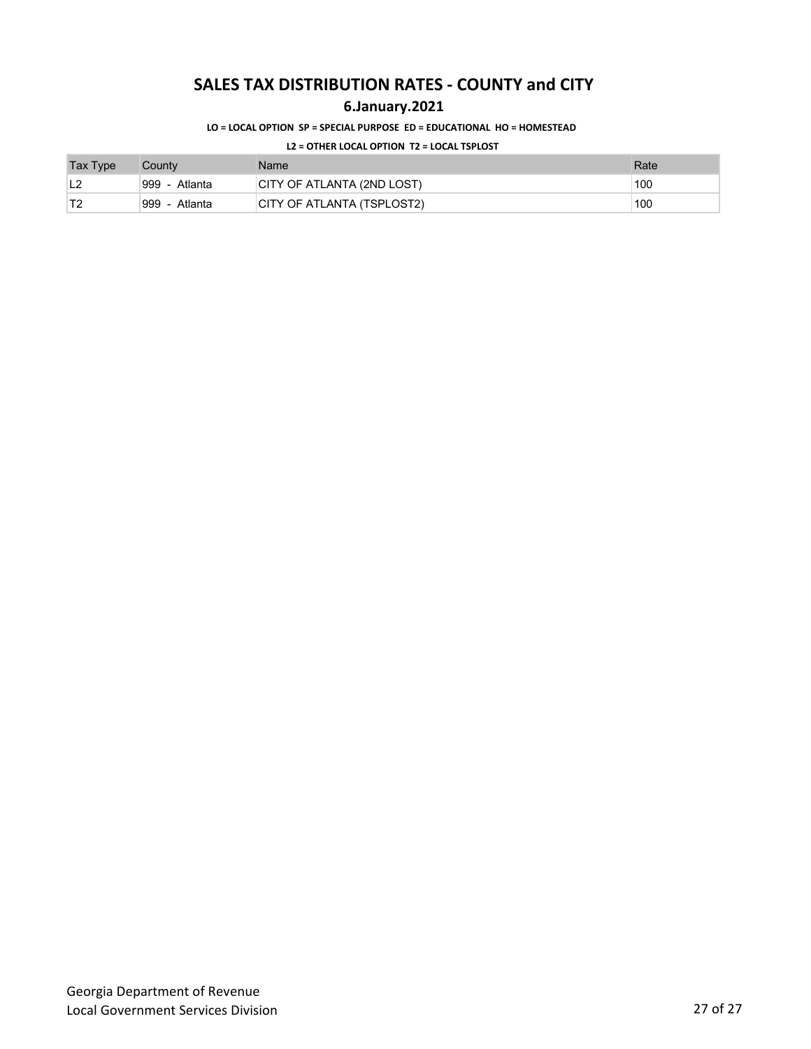# SALES TAX DISTRIBUTION RATES - COUNTY and CITY

## 6.January.2021

**LO = LOCAL OPTION SP = SPECIAL PURPOSE ED = EDUCATIONAL HO = HOMESTEAD**

**L2 = OTHER LOCAL OPTION T2 = LOCAL TSPLOST**

| Tax Type | County | Name | Rate |
|---|---|---|---|
| L2 | 999 - Atlanta | CITY OF ATLANTA (2ND LOST) | 100 |
| T2 | 999 - Atlanta | CITY OF ATLANTA (TSPLOST2) | 100 |

Georgia Department of Revenue
Local Government Services Division